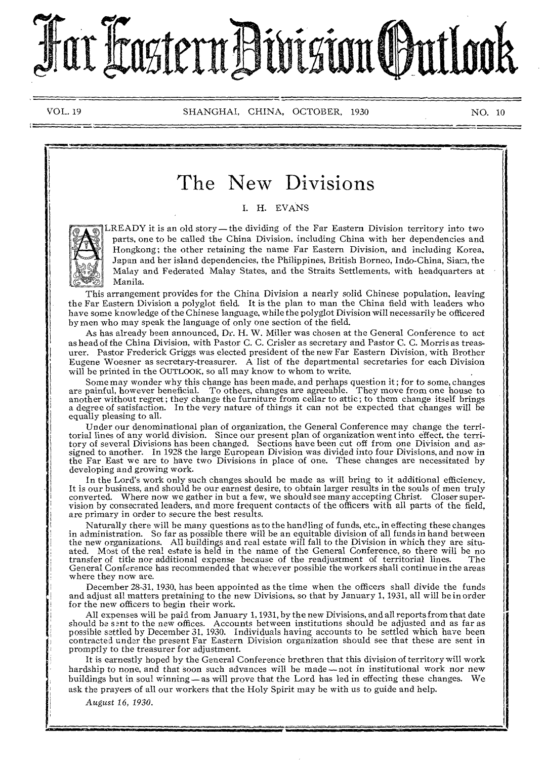# Far Eastern Division Outlook

VOL. 19 SHANGHAI, CHINA, OCTOBER, 1930 NO. 10

## The New Divisions

I. H. EVANS

ALREADY it is an old story — the dividing of the Far Eastern Division territory into two parts, one to be called the China Division, including China with her dependencies and Hongkong; the other retaining the name Far Eastern Division, and including Korea, Japan and her island dependencies, the Philippines, British Borneo, Indo-China, Siam, the Malay and Federated Malay States, and the Straits Settlements, with headquarters at Manila.

This arrangement provides for the China Division a nearly solid Chinese population, leaving the Far Eastern Division a polyglot field. It is the plan to man the China field with leaders who have some knowledge of the Chinese language, while the polyglot Division will necessarily be officered by men who may speak the language of only one section of the field.

As has already been announced, Dr. H. W. Miller was chosen at the General Conference to act as head of the China Division, with Pastor C. C. Crisler as secretary and Pastor C. C. Morris as treasurer. Pastor Frederick Griggs was elected president of the new Far Eastern Division, with Brother Eugene Woesner as secretary-treasurer. A list of the departmental secretaries for each Division will be printed in the OUTLOOK, so all may know to whom to write.

Some may wonder why this change has been made, and perhaps question it; for to some, changes are painful, however beneficial. To others, changes are agreeable. They move from one house to another without regret; they change the furniture from cellar to attic; to them change itself brings a degree of satisfaction. In the very nature of things it can not be expected that changes will be equally pleasing to all.

Under our denominational plan of organization, the General Conference may change the territorial lines of any world division. Since our present plan of organization went into effect, the territory of several Divisions has been changed. Sections have been cut off from one Division and assigned to another. In 1928 the large European Division was divided into four Divisions, and now in the Far East we are to have two Divisions in place of one. These changes are necessitated by developing and growing work.

In the Lord's work only such changes should be made as will bring to it additional efficiency. It is our business, and should be our earnest desire, to obtain larger results in the souls of men truly converted. Where now we gather in but a few, we should see many accepting Christ. Closer supervision by consecrated leaders, and more frequent contacts of the officers with all parts of the field, are primary in order to secure the best results.

Naturally there will be many questions as to the handling of funds, etc., in effecting these changes in administration. So far as possible there will be an equitable division of all funds in hand between the new organizations. All buildings and real estate will fall to the Division in which they are situated. Most of the real estate is held in the name of the General Conference, so there will be no transfer of title nor additional expense because of the readjustment of territorial lines. The General Conference has recommended that wherever possible the workers shall continue in the areas where they now are.

December 28-31, 1930, has been appointed as the time when the officers shall divide the funds and adjust all matters pretaining to the new Divisions, so that by January 1, 1931, all will be in order for the new officers to begin their work.

All expenses will be paid from January 1, 1931, by the new Divisions, and all reports from that date should be sent to the new offices. Accounts between institutions should be adjusted and as far as possible settled by December 31, 1930. Individuals having accounts to be settled which have been contracted under the present Far Eastern Division organization should see that these are sent in promptly to the treasurer for adjustment.

It is earnestly hoped by the General Conference brethren that this division of territory will work hardship to none, and that soon such advances will be made — not in institutional work nor new buildings but in soul winning — as will prove that the Lord has led in effecting these changes. We ask the prayers of all our workers that the Holy Spirit may be with us to guide and help.

*August 16, 1930.*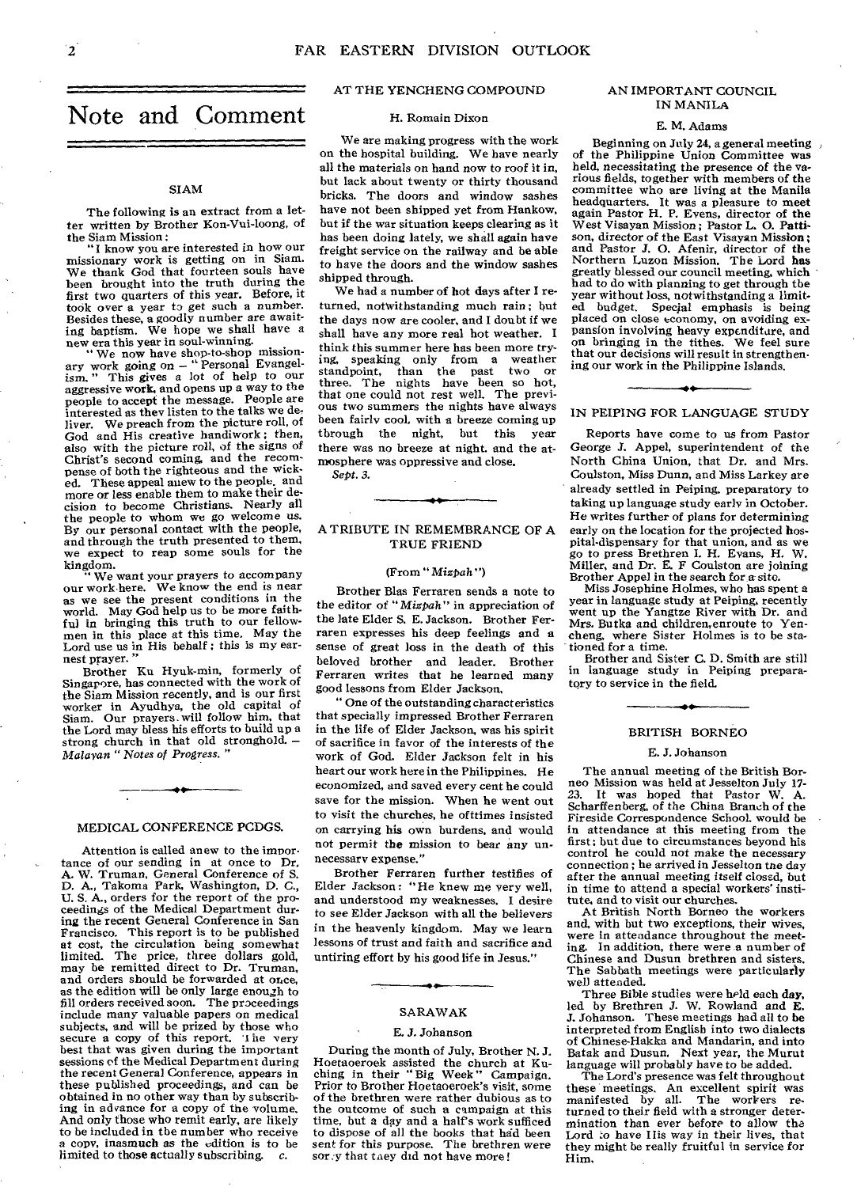# Note and Comment

## SIAM

The following is an extract from a letter written by Brother Kon-Vui-loong, of the Siam Mission:

"I know you are interested in how our missionary work is getting on in Siam. We thank God that fourteen souls have been brought into the truth during the first two quarters of this year. Before, it took over a year to get such a number. Besides these, a goodly number are awaiting baptism. We hope we shall have a new era this year in soul-winning.

"We now have shop-to-shop missionary work going on — "Personal Evangelism." This gives a lot of help to our aggressive work, and opens up a way to the people to accept the message. People are interested as they listen to the talks we deliver. We preach from the picture roll, of God and His creative handiwork; then, also with the picture roll, of the signs of Christ's second coming, and the recompense of both the righteous and the wicked. These appeal anew to the people, and more or less enable them to make their decision to become Christians. Nearly all the people to whom we go welcome us. By our personal contact with the people, and through the truth presented to them, we expect to reap some souls for the kingdom.

"We want your prayers to accompany our work here. We know the end is near as we see the present conditions in the world. May God help us to be more faithful in bringing this truth to our fellowmen in this place at this time. May the Lord use us in His behalf; this is my earnest prayer."

Brother Ku Hyuk-min, formerly of Singapore, has connected with the work of the Siam Mission recently, and is our first worker in Ayudhya, the old capital of Siam. Our prayers will follow him, that the Lord may bless his efforts to build up a strong church in that old stronghold. — *Malayan "Notes of Progress."*

## MEDICAL CONFERENCE PCDGS.

Attention is called anew to the importance of our sending in at once to Dr. A. W. Truman, General Conference of S. D. A., Takoma Park, Washington, D. C., U. S. A., orders for the report of the proceedings of the Medical Department during the recent General Conference in San Francisco. This report is to be published at cost, the circulation being somewhat limited. The price, three dollars gold, may be remitted direct to Dr. Truman, and orders should be forwarded at once, as the edition will be only large enough to fill orders received soon. The proceedings include many valuable papers on medical subjects, and will be prized by those who secure a copy of this report. The very best that was given during the important sessions of the Medical Department during the recent General Conference, appears in these published proceedings, and can be obtained in no other way than by subscribing in advance for a copy of the volume. And only those who remit early, are likely to be included in the number who receive a copy, inasmuch as the edition is to be limited to those actually subscribing. *c.*

## AT THE YENCHENG COMPOUND

H. Romain Dixon

We are making progress with the work on the hospital building. We have nearly all the materials on hand now to roof it in, but lack about twenty or thirty thousand bricks. The doors and window sashes have not been shipped yet from Hankow, but if the war situation keeps clearing as it has been doing lately, we shall again have freight service on the railway and be able to have the doors and the window sashes shipped through.

We had a number of hot days after I returned, notwithstanding much rain; but the days now are cooler, and I doubt if we shall have any more real hot weather. I think this summer here has been more trying, speaking only from a weather standpoint, than the past two or three. The nights have been so hot, that one could not rest well. The previous two summers the nights have always been fairly cool, with a breeze coming up through the night, but this year there was no breeze at night, and the atmosphere was oppressive and close.

*Sept. 3.*

## A TRIBUTE IN REMEMBRANCE OF A TRUE FRIEND

(From "*Mizpah*")

Brother Blas Ferraren sends a note to the editor of "*Mizpah*" in appreciation of the late Elder S. E. Jackson. Brother Ferraren expresses his deep feelings and a sense of great loss in the death of this beloved brother and leader. Brother Ferraren writes that he learned many good lessons from Elder Jackson.

"One of the outstanding characteristics that specially impressed Brother Ferraren in the life of Elder Jackson, was his spirit of sacrifice in favor of the interests of the work of God. Elder Jackson felt in his heart our work here in the Philippines. He economized, and saved every cent he could save for the mission. When he went out to visit the churches, he ofttimes insisted on carrying his own burdens, and would not permit the mission to bear any unnecessary expense."

Brother Ferraren further testifies of Elder Jackson: "He knew me very well, and understood my weaknesses. I desire to see Elder Jackson with all the believers in the heavenly kingdom. May we learn lessons of trust and faith and sacrifice and untiring effort by his good life in Jesus."

## SARAWAK

E. J. Johanson

During the month of July, Brother N. J. Hoetaoeroek assisted the church at Kuching in their "Big Week" Campaign. Prior to Brother Hoetaoeroek's visit, some of the brethren were rather dubious as to the outcome of such a campaign at this time, but a day and a half's work sufficed to dispose of all the books that had been sent for this purpose. The brethren were sorry that they did not have more!

## AN IMPORTANT COUNCIL IN MANILA

E. M. Adams

Beginning on July 24, a general meeting of the Philippine Union Committee was held, necessitating the presence of the various fields, together with members of the committee who are living at the Manila headquarters. It was a pleasure to meet again Pastor H. P. Evens, director of the West Visayan Mission; Pastor L. O. Pattison, director of the East Visayan Mission; and Pastor J. O. Afenir, director of the Northern Luzon Mission. The Lord has greatly blessed our council meeting, which had to do with planning to get through the year without loss, notwithstanding a limited budget. Special emphasis is being placed on close economy, on avoiding expansion involving heavy expenditure, and on bringing in the tithes. We feel sure that our decisions will result in strengthening our work in the Philippine Islands.

## IN PEIPING FOR LANGUAGE STUDY

Reports have come to us from Pastor George J. Appel, superintendent of the North China Union, that Dr. and Mrs. Coulston, Miss Dunn, and Miss Larkey are already settled in Peiping, preparatory to taking up language study early in October. He writes further of plans for determining early on the location for the projected hospital-dispensary for that union, and as we go to press Brethren I. H. Evans, H. W. Miller, and Dr. E. F Coulston are joining Brother Appel in the search for a site.

Miss Josephine Holmes, who has spent a year in language study at Peiping, recently went up the Yangtze River with Dr. and Mrs. Butka and children, enroute to Yencheng, where Sister Holmes is to be stationed for a time.

Brother and Sister C. D. Smith are still in language study in Peiping preparatory to service in the field.

## BRITISH BORNEO

E. J. Johanson

The annual meeting of the British Borneo Mission was held at Jesselton July 17-23. It was hoped that Pastor W. A. Scharffenberg, of the China Branch of the Fireside Correspondence School, would be in attendance at this meeting from the first; but due to circumstances beyond his control he could not make the necessary connection; he arrived in Jesselton the day after the annual meeting itself closed, but in time to attend a special workers' institute, and to visit our churches.

At British North Borneo the workers and, with but two exceptions, their wives, were in attendance throughout the meeting. In addition, there were a number of Chinese and Dusun brethren and sisters. The Sabbath meetings were particularly well attended.

Three Bible studies were held each day, led by Brethren J. W. Rowland and E. J. Johanson. These meetings had all to be interpreted from English into two dialects of Chinese-Hakka and Mandarin, and into Batak and Dusun. Next year, the Murut language will probably have to be added.

The Lord's presence was felt throughout these meetings. An excellent spirit was manifested by all. The workers returned to their field with a stronger determination than ever before to allow the Lord to have His way in their lives, that they might be really fruitful in service for Him.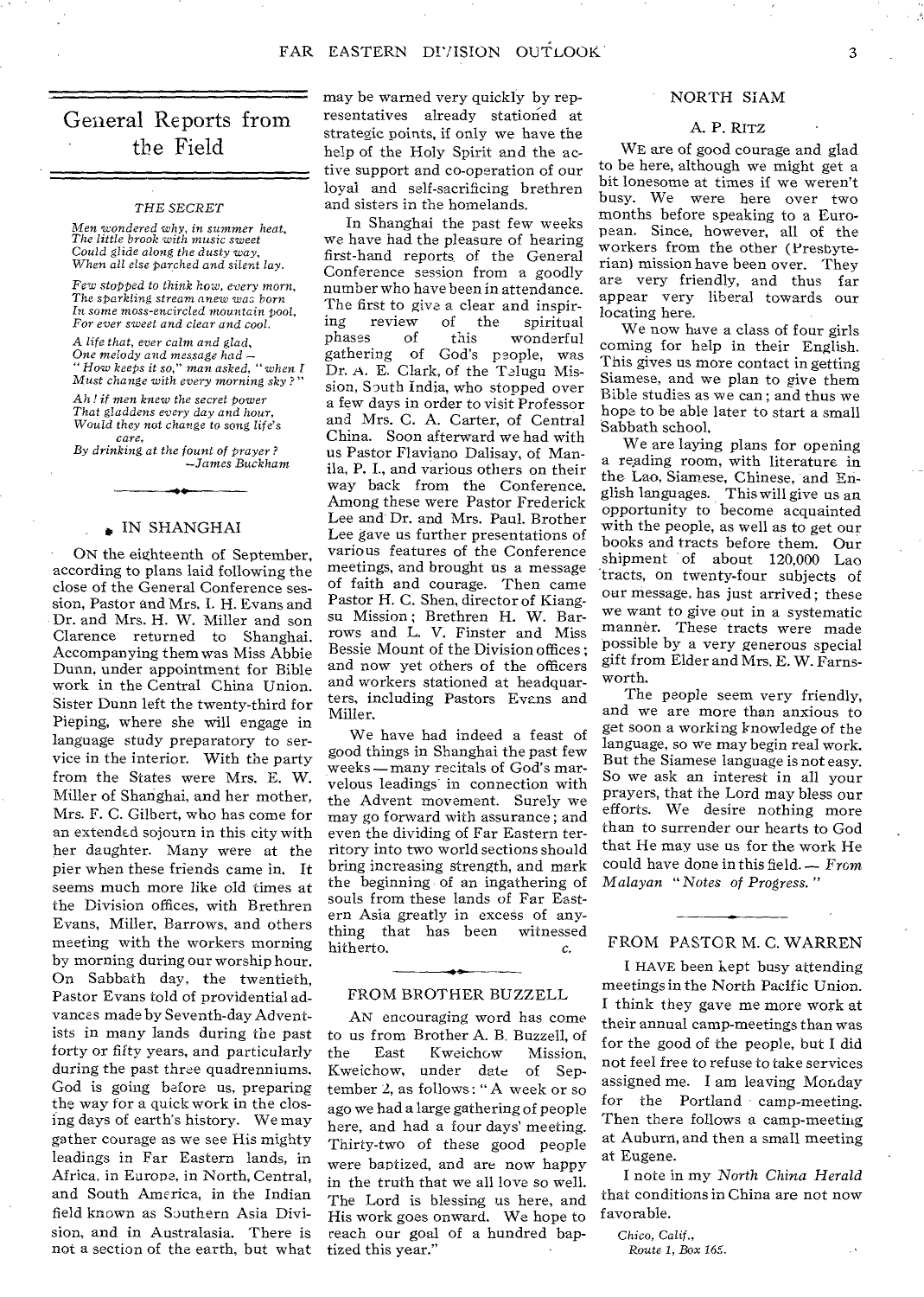# General Reports from the Field

*THE SECRET*

*Men wondered why, in summer heat,*
*The little brook with music sweet*
*Could glide along the dusty way,*
*When all else parched and silent lay.*

*Few stopped to think how, every morn,*
*The sparkling stream anew was born*
*In some moss-encircled mountain pool,*
*For ever sweet and clear and cool.*

*A life that, ever calm and glad,*
*One melody and message had —*
*"How keeps it so," man asked, "when I*
*Must change with every morning sky?"*

*Ah! if men knew the secret power*
*That gladdens every day and hour,*
*Would they not change to song life's care,*
*By drinking at the fount of prayer?*

*—James Buckham*

## IN SHANGHAI

ON the eighteenth of September, according to plans laid following the close of the General Conference session, Pastor and Mrs. I. H. Evans and Dr. and Mrs. H. W. Miller and son Clarence returned to Shanghai. Accompanying them was Miss Abbie Dunn, under appointment for Bible work in the Central China Union. Sister Dunn left the twenty-third for Pieping, where she will engage in language study preparatory to service in the interior. With the party from the States were Mrs. E. W. Miller of Shanghai, and her mother, Mrs. F. C. Gilbert, who has come for an extended sojourn in this city with her daughter. Many were at the pier when these friends came in. It seems much more like old times at the Division offices, with Brethren Evans, Miller, Barrows, and others meeting with the workers morning by morning during our worship hour. On Sabbath day, the twentieth, Pastor Evans told of providential advances made by Seventh-day Adventists in many lands during the past forty or fifty years, and particularly during the past three quadrenniums. God is going before us, preparing the way for a quick work in the closing days of earth's history. We may gather courage as we see His mighty leadings in Far Eastern lands, in Africa, in Europe, in North, Central, and South America, in the Indian field known as Southern Asia Division, and in Australasia. There is not a section of the earth, but what may be warned very quickly by representatives already stationed at strategic points, if only we have the help of the Holy Spirit and the active support and co-operation of our loyal and self-sacrificing brethren and sisters in the homelands.

In Shanghai the past few weeks we have had the pleasure of hearing first-hand reports of the General Conference session from a goodly number who have been in attendance. The first to give a clear and inspiring review of the spiritual phases of this wonderful gathering of God's people, was Dr. A. E. Clark, of the Telugu Mission, South India, who stopped over a few days in order to visit Professor and Mrs. C. A. Carter, of Central China. Soon afterward we had with us Pastor Flaviano Dalisay, of Manila, P. I., and various others on their way back from the Conference. Among these were Pastor Frederick Lee and Dr. and Mrs. Paul. Brother Lee gave us further presentations of various features of the Conference meetings, and brought us a message of faith and courage. Then came Pastor H. C. Shen, director of Kiangsu Mission; Brethren H. W. Barrows and L. V. Finster and Miss Bessie Mount of the Division offices; and now yet others of the officers and workers stationed at headquarters, including Pastors Evans and Miller.

We have had indeed a feast of good things in Shanghai the past few weeks — many recitals of God's marvelous leadings in connection with the Advent movement. Surely we may go forward with assurance; and even the dividing of Far Eastern territory into two world sections should bring increasing strength, and mark the beginning of an ingathering of souls from these lands of Far Eastern Asia greatly in excess of anything that has been witnessed hitherto.

C.

## FROM BROTHER BUZZELL

AN encouraging word has come to us from Brother A. B. Buzzell, of the East Kweichow Mission, Kweichow, under date of September 2, as follows: "A week or so ago we had a large gathering of people here, and had a four days' meeting. Thirty-two of these good people were baptized, and are now happy in the truth that we all love so well. The Lord is blessing us here, and His work goes onward. We hope to reach our goal of a hundred baptized this year."

## NORTH SIAM

A. P. RITZ

WE are of good courage and glad to be here, although we might get a bit lonesome at times if we weren't busy. We were here over two months before speaking to a European. Since, however, all of the workers from the other (Presbyterian) mission have been over. They are very friendly, and thus far appear very liberal towards our locating here.

We now have a class of four girls coming for help in their English. This gives us more contact in getting Siamese, and we plan to give them Bible studies as we can; and thus we hope to be able later to start a small Sabbath school.

We are laying plans for opening a reading room, with literature in the Lao, Siamese, Chinese, and English languages. This will give us an opportunity to become acquainted with the people, as well as to get our books and tracts before them. Our shipment of about 120,000 Lao tracts, on twenty-four subjects of our message, has just arrived; these we want to give out in a systematic manner. These tracts were made possible by a very generous special gift from Elder and Mrs. E. W. Farnsworth.

The people seem very friendly, and we are more than anxious to get soon a working knowledge of the language, so we may begin real work. But the Siamese language is not easy. So we ask an interest in all your prayers, that the Lord may bless our efforts. We desire nothing more than to surrender our hearts to God that He may use us for the work He could have done in this field. — *From Malayan "Notes of Progress."*

## FROM PASTOR M. C. WARREN

I HAVE been kept busy attending meetings in the North Pacific Union. I think they gave me more work at their annual camp-meetings than was for the good of the people, but I did not feel free to refuse to take services assigned me. I am leaving Monday for the Portland camp-meeting. Then there follows a camp-meeting at Auburn, and then a small meeting at Eugene.

I note in my *North China Herald* that conditions in China are not now favorable.

*Chico, Calif.,*
*Route 1, Box 165.*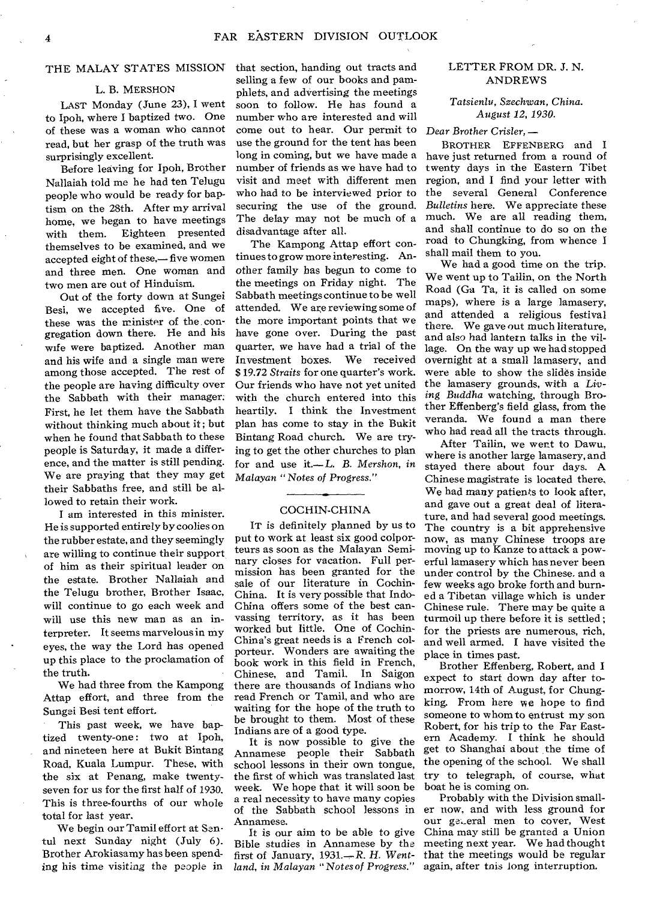## THE MALAY STATES MISSION

L. B. MERSHON

LAST Monday (June 23), I went to Ipoh, where I baptized two. One of these was a woman who cannot read, but her grasp of the truth was surprisingly excellent.

Before leaving for Ipoh, Brother Nallaiah told me he had ten Telugu people who would be ready for baptism on the 28th. After my arrival home, we began to have meetings with them. Eighteen presented themselves to be examined, and we accepted eight of these,— five women and three men. One woman and two men are out of Hinduism.

Out of the forty down at Sungei Besi, we accepted five. One of these was the minister of the congregation down there. He and his wife were baptized. Another man and his wife and a single man were among those accepted. The rest of the people are having difficulty over the Sabbath with their manager. First, he let them have the Sabbath without thinking much about it; but when he found that Sabbath to these people is Saturday, it made a difference, and the matter is still pending. We are praying that they may get their Sabbaths free, and still be allowed to retain their work.

I am interested in this minister. He is supported entirely by coolies on the rubber estate, and they seemingly are willing to continue their support of him as their spiritual leader on the estate. Brother Nallaiah and the Telugu brother, Brother Isaac, will continue to go each week and will use this new man as an interpreter. It seems marvelous in my eyes, the way the Lord has opened up this place to the proclamation of the truth.

We had three from the Kampong Attap effort, and three from the Sungei Besi tent effort.

This past week, we have baptized twenty-one: two at Ipoh, and nineteen here at Bukit Bintang Road, Kuala Lumpur. These, with the six at Penang, make twenty-seven for us for the first half of 1930. This is three-fourths of our whole total for last year.

We begin our Tamil effort at Sentul next Sunday night (July 6). Brother Arokiasamy has been spending his time visiting the people in that section, handing out tracts and selling a few of our books and pamphlets, and advertising the meetings soon to follow. He has found a number who are interested and will come out to hear. Our permit to use the ground for the tent has been long in coming, but we have made a number of friends as we have had to visit and meet with different men who had to be interviewed prior to securing the use of the ground. The delay may not be much of a disadvantage after all.

The Kampong Attap effort continues to grow more interesting. Another family has begun to come to the meetings on Friday night. The Sabbath meetings continue to be well attended. We are reviewing some of the more important points that we have gone over. During the past quarter, we have had a trial of the Investment boxes. We received $19.72 *Straits* for one quarter's work. Our friends who have not yet united with the church entered into this heartily. I think the Investment plan has come to stay in the Bukit Bintang Road church. We are trying to get the other churches to plan for and use it.— *L. B. Mershon, in Malayan "Notes of Progress."*

## COCHIN-CHINA

IT is definitely planned by us to put to work at least six good colporteurs as soon as the Malayan Seminary closes for vacation. Full permission has been granted for the sale of our literature in Cochin-China. It is very possible that Indo-China offers some of the best canvassing territory, as it has been worked but little. One of Cochin-China's great needs is a French colporteur. Wonders are awaiting the book work in this field in French, Chinese, and Tamil. In Saigon there are thousands of Indians who read French or Tamil, and who are waiting for the hope of the truth to be brought to them. Most of these Indians are of a good type.

It is now possible to give the Annamese people their Sabbath school lessons in their own tongue, the first of which was translated last week. We hope that it will soon be a real necessity to have many copies of the Sabbath school lessons in Annamese.

It is our aim to be able to give Bible studies in Annamese by the first of January, 1931.— *R. H. Wentland, in Malayan "Notes of Progress."*

## LETTER FROM DR. J. N. ANDREWS

*Tatsienlu, Szechwan, China.*
*August 12, 1930.*

*Dear Brother Crisler,* —

BROTHER EFFENBERG and I have just returned from a round of twenty days in the Eastern Tibet region, and I find your letter with the several General Conference *Bulletins* here. We appreciate these much. We are all reading them, and shall continue to do so on the road to Chungking, from whence I shall mail them to you.

We had a good time on the trip. We went up to Tailin, on the North Road (Ga Ta, it is called on some maps), where is a large lamasery, and attended a religious festival there. We gave out much literature, and also had lantern talks in the village. On the way up we had stopped overnight at a small lamasery, and were able to show the slides inside the lamasery grounds, with a *Living Buddha* watching, through Brother Effenberg's field glass, from the veranda. We found a man there who had read all the tracts through.

After Tailin, we went to Dawu, where is another large lamasery, and stayed there about four days. A Chinese magistrate is located there. We had many patients to look after, and gave out a great deal of literature, and had several good meetings. The country is a bit apprehensive now, as many Chinese troops are moving up to Kanze to attack a powerful lamasery which has never been under control by the Chinese, and a few weeks ago broke forth and burned a Tibetan village which is under Chinese rule. There may be quite a turmoil up there before it is settled; for the priests are numerous, rich, and well armed. I have visited the place in times past.

Brother Effenberg, Robert, and I expect to start down day after tomorrow, 14th of August, for Chungking. From here we hope to find someone to whom to entrust my son Robert, for his trip to the Far Eastern Academy. I think he should get to Shanghai about the time of the opening of the school. We shall try to telegraph, of course, what boat he is coming on.

Probably with the Division smaller now, and with less ground for our general men to cover, West China may still be granted a Union meeting next year. We had thought that the meetings would be regular again, after this long interruption.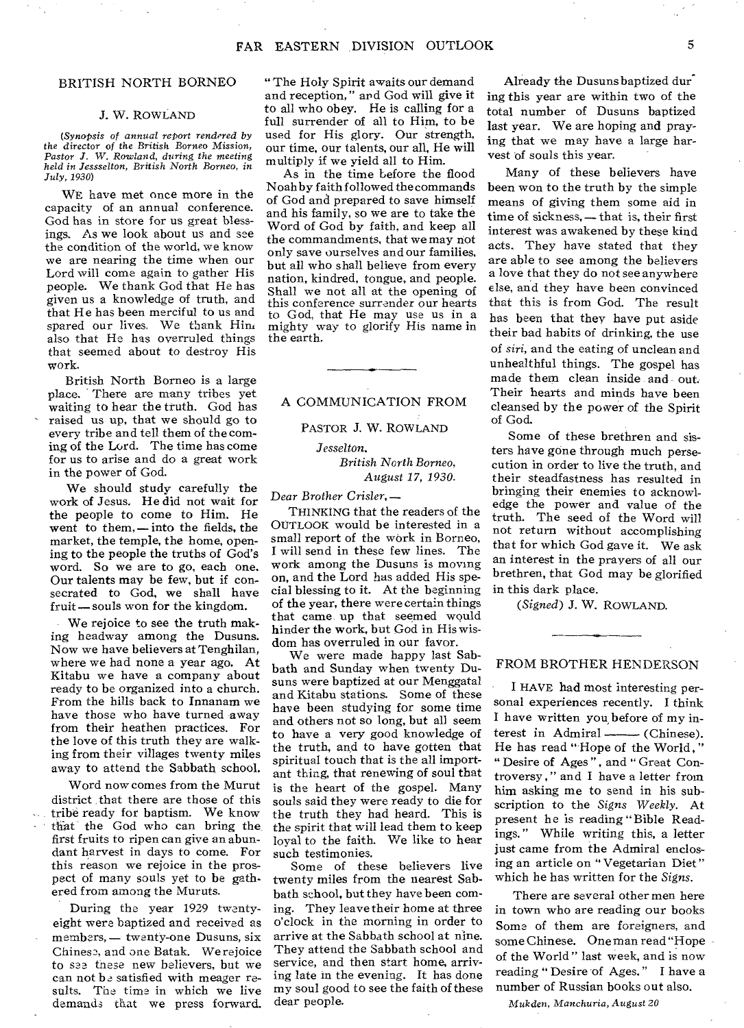## BRITISH NORTH BORNEO

### J. W. ROWLAND

*(Synopsis of annual report rendered by the director of the British Borneo Mission, Pastor J. W. Rowland, during the meeting held in Jesselton, British North Borneo, in July, 1930)*

WE have met once more in the capacity of an annual conference. God has in store for us great blessings. As we look about us and see the condition of the world, we know we are nearing the time when our Lord will come again to gather His people. We thank God that He has given us a knowledge of truth, and that He has been merciful to us and spared our lives. We thank Him also that He has overruled things that seemed about to destroy His work.

British North Borneo is a large place. There are many tribes yet waiting to hear the truth. God has raised us up, that we should go to every tribe and tell them of the coming of the Lord. The time has come for us to arise and do a great work in the power of God.

We should study carefully the work of Jesus. He did not wait for the people to come to Him. He went to them,— into the fields, the market, the temple, the home, opening to the people the truths of God's word. So we are to go, each one. Our talents may be few, but if consecrated to God, we shall have fruit — souls won for the kingdom.

We rejoice to see the truth making headway among the Dusuns. Now we have believers at Tenghilan, where we had none a year ago. At Kitabu we have a company about ready to be organized into a church. From the hills back to Innanam we have those who have turned away from their heathen practices. For the love of this truth they are walking from their villages twenty miles away to attend the Sabbath school.

Word now comes from the Murut district that there are those of this tribe ready for baptism. We know that the God who can bring the first fruits to ripen can give an abundant harvest in days to come. For this reason we rejoice in the prospect of many souls yet to be gathered from among the Muruts.

During the year 1929 twenty-eight were baptized and received as members,— twenty-one Dusuns, six Chinese, and one Batak. We rejoice to see these new believers, but we can not be satisfied with meager results. The time in which we live demands that we press forward. "The Holy Spirit awaits our demand and reception," and God will give it to all who obey. He is calling for a full surrender of all to Him, to be used for His glory. Our strength, our time, our talents, our all, He will multiply if we yield all to Him.

As in the time before the flood Noah by faith followed the commands of God and prepared to save himself and his family, so we are to take the Word of God by faith, and keep all the commandments, that we may not only save ourselves and our families, but all who shall believe from every nation, kindred, tongue, and people. Shall we not all at the opening of this conference surrender our hearts to God, that He may use us in a mighty way to glorify His name in the earth.

---

## A COMMUNICATION FROM

### PASTOR J. W. ROWLAND

*Jesselton.*
*British North Borneo,*
*August 17, 1930.*

*Dear Brother Crisler,—*

THINKING that the readers of the OUTLOOK would be interested in a small report of the work in Borneo, I will send in these few lines. The work among the Dusuns is moving on, and the Lord has added His special blessing to it. At the beginning of the year, there were certain things that came up that seemed would hinder the work, but God in His wisdom has overruled in our favor.

We were made happy last Sabbath and Sunday when twenty Dusuns were baptized at our Menggatal and Kitabu stations. Some of these have been studying for some time and others not so long, but all seem to have a very good knowledge of the truth, and to have gotten that spiritual touch that is the all important thing, that renewing of soul that is the heart of the gospel. Many souls said they were ready to die for the truth they had heard. This is the spirit that will lead them to keep loyal to the faith. We like to hear such testimonies.

Some of these believers live twenty miles from the nearest Sabbath school, but they have been coming. They leave their home at three o'clock in the morning in order to arrive at the Sabbath school at nine. They attend the Sabbath school and service, and then start home, arriving late in the evening. It has done my soul good to see the faith of these dear people.

Already the Dusuns baptized during this year are within two of the total number of Dusuns baptized last year. We are hoping and praying that we may have a large harvest of souls this year.

Many of these believers have been won to the truth by the simple means of giving them some aid in time of sickness,— that is, their first interest was awakened by these kind acts. They have stated that they are able to see among the believers a love that they do not see anywhere else, and they have been convinced that this is from God. The result has been that they have put aside their bad habits of drinking, the use of *siri*, and the eating of unclean and unhealthful things. The gospel has made them clean inside and out. Their hearts and minds have been cleansed by the power of the Spirit of God.

Some of these brethren and sisters have gone through much persecution in order to live the truth, and their steadfastness has resulted in bringing their enemies to acknowledge the power and value of the truth. The seed of the Word will not return without accomplishing that for which God gave it. We ask an interest in the prayers of all our brethren, that God may be glorified in this dark place.

*(Signed)* J. W. ROWLAND.

---

## FROM BROTHER HENDERSON

I HAVE had most interesting personal experiences recently. I think I have written you before of my interest in Admiral —— (Chinese). He has read "Hope of the World," "Desire of Ages", and "Great Controversy," and I have a letter from him asking me to send in his subscription to the *Signs Weekly*. At present he is reading "Bible Readings." While writing this, a letter just came from the Admiral enclosing an article on "Vegetarian Diet" which he has written for the *Signs*.

There are several other men here in town who are reading our books Some of them are foreigners, and some Chinese. One man read "Hope of the World" last week, and is now reading "Desire of Ages." I have a number of Russian books out also.

*Mukden, Manchuria, August 20*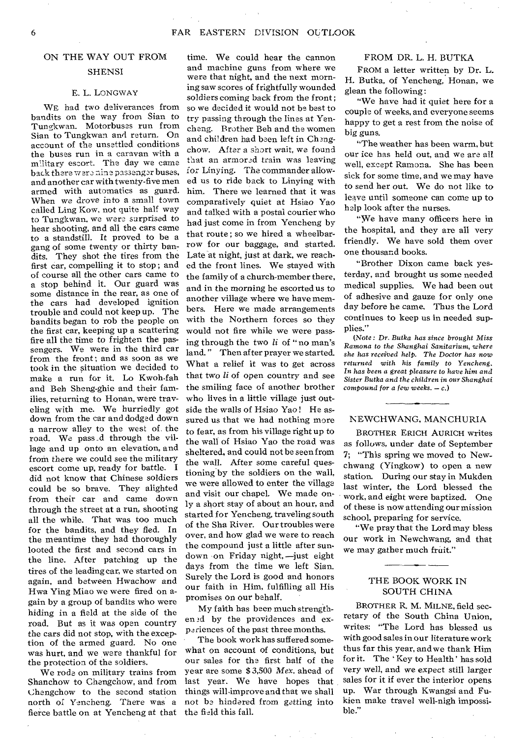## ON THE WAY OUT FROM SHENSI

### E. L. LONGWAY

WE had two deliverances from bandits on the way from Sian to Tungkwan. Motorbuses run from Sian to Tungkwan and return. On account of the unsettled conditions the buses run in a caravan with a military escort. The day we came back there were nine passenger buses, and another car with twenty-five men armed with automatics as guard. When we drove into a small town called Ling Kow, not quite half way to Tungkwan, we were surprised to hear shooting, and all the cars came to a standstill. It proved to be a gang of some twenty or thirty bandits. They shot the tires from the first car, compelling it to stop; and of course all the other cars came to a stop behind it. Our guard was some distance in the rear, as one of the cars had developed ignition trouble and could not keep up. The bandits began to rob the people on the first car, keeping up a scattering fire all the time to frighten the passengers. We were in the third car from the front; and as soon as we took in the situation we decided to make a run for it. Lo Kwoh-fah and Beh Sheng-ghie and their families, returning to Honan, were traveling with me. We hurriedly got down from the car and dodged down a narrow alley to the west of the road. We passed through the village and up onto an elevation, and from there we could see the military escort come up, ready for battle. I did not know that Chinese soldiers could be so brave. They alighted from their car and came down through the street at a run, shooting all the while. That was too much for the bandits, and they fled. In the meantime they had thoroughly looted the first and second cars in the line. After patching up the tires of the leading car, we started on again, and between Hwachow and Hwa Ying Miao we were fired on again by a group of bandits who were hiding in a field at the side of the road. But as it was open country the cars did not stop, with the exception of the armed guard. No one was hurt, and we were thankful for the protection of the soldiers.

We rode on military trains from Shanchow to Chengchow, and from Chengchow to the second station north of Yencheng. There was a fierce battle on at Yencheng at that time. We could hear the cannon and machine guns from where we were that night, and the next morning saw scores of frightfully wounded soldiers coming back from the front; so we decided it would not be best to try passing through the lines at Yencheng. Brother Beh and the women and children had been left in Chengchow. After a short wait, we found that an armored train was leaving for Linying. The commander allowed us to ride back to Linying with him. There we learned that it was comparatively quiet at Hsiao Yao and talked with a postal courier who had just come in from Yencheng by that route; so we hired a wheelbarrow for our baggage, and started. Late at night, just at dark, we reached the front lines. We stayed with the family of a church-member there, and in the morning he escorted us to another village where we have members. Here we made arrangements with the Northern forces so they would not fire while we were passing through the two *li* of "no man's land." Then after prayer we started. What a relief it was to get across that two *li* of open country and see the smiling face of another brother who lives in a little village just outside the walls of Hsiao Yao! He assured us that we had nothing more to fear, as from his village right up to the wall of Hsiao Yao the road was sheltered, and could not be seen from the wall. After some careful questioning by the soldiers on the wall, we were allowed to enter the village and visit our chapel. We made only a short stay of about an hour, and started for Yencheng, traveling south of the Sha River. Our troubles were over, and how glad we were to reach the compound just a little after sundown on Friday night,—just eight days from the time we left Sian. Surely the Lord is good and honors our faith in Him, fulfilling all His promises on our behalf.

My faith has been much strengthened by the providences and experiences of the past three months.

The book work has suffered somewhat on account of conditions, but our sales for the first half of the year are some $3,500 *Mex.* ahead of last year. We have hopes that things will improve and that we shall not be hindered from getting into the field this fall.

## FROM DR. L. H. BUTKA

FROM a letter written by Dr. L. H. Butka, of Yencheng, Honan, we glean the following:

"We have had it quiet here for a couple of weeks, and everyone seems happy to get a rest from the noise of big guns.

"The weather has been warm, but our ice has held out, and we are all well, except Ramona. She has been sick for some time, and we may have to send her out. We do not like to leave until someone can come up to help look after the nurses.

"We have many officers here in the hospital, and they are all very friendly. We have sold them over one thousand books.

"Brother Dixon came back yesterday, and brought us some needed medical supplies. We had been out of adhesive and gauze for only one day before he came. Thus the Lord continues to keep us in needed supplies."

*(Note: Dr. Butka has since brought Miss Ramona to the Shanghai Sanitarium, where she has received help. The Doctor has now returned with his family to Yencheng. In has been a great pleasure to have him and Sister Butka and the children in our Shanghai compound for a few weeks. — c.)*

## NEWCHWANG, MANCHURIA

BROTHER ERICH AURICH writes as follows, under date of September 7; "This spring we moved to Newchwang (Yingkow) to open a new station. During our stay in Mukden last winter, the Lord blessed the work, and eight were baptized. One of these is now attending our mission school, preparing for service.

"We pray that the Lord may bless our work in Newchwang, and that we may gather much fruit."

## THE BOOK WORK IN SOUTH CHINA

BROTHER R. M. MILNE, field secretary of the South China Union, writes: "The Lord has blessed us with good sales in our literature work thus far this year, and we thank Him for it. The 'Key to Health' has sold very well, and we expect still larger sales for it if ever the interior opens up. War through Kwangsi and Fukien make travel well-nigh impossible."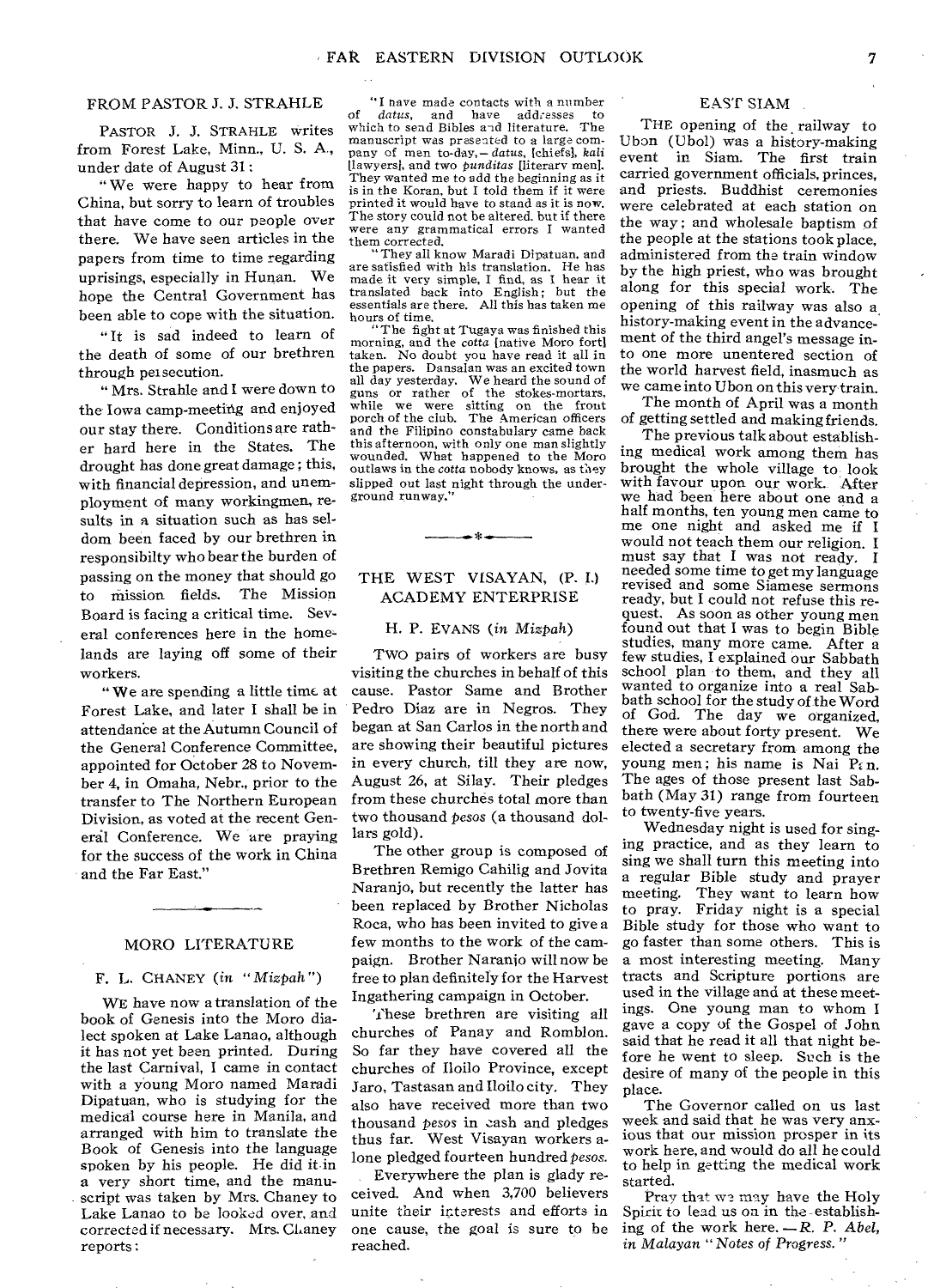## FROM PASTOR J. J. STRAHLE

PASTOR J. J. STRAHLE writes from Forest Lake, Minn., U. S. A., under date of August 31:

"We were happy to hear from China, but sorry to learn of troubles that have come to our people over there. We have seen articles in the papers from time to time regarding uprisings, especially in Hunan. We hope the Central Government has been able to cope with the situation.

"It is sad indeed to learn of the death of some of our brethren through persecution.

"Mrs. Strahle and I were down to the Iowa camp-meeting and enjoyed our stay there. Conditions are rather hard here in the States. The drought has done great damage; this, with financial depression, and unemployment of many workingmen, results in a situation such as has seldom been faced by our brethren in responsibilty who bear the burden of passing on the money that should go to mission fields. The Mission Board is facing a critical time. Several conferences here in the homelands are laying off some of their workers.

"We are spending a little time at Forest Lake, and later I shall be in attendance at the Autumn Council of the General Conference Committee, appointed for October 28 to November 4, in Omaha, Nebr., prior to the transfer to The Northern European Division, as voted at the recent General Conference. We are praying for the success of the work in China and the Far East."

## MORO LITERATURE

F. L. CHANEY (*in "Mizpah"*)

WE have now a translation of the book of Genesis into the Moro dialect spoken at Lake Lanao, although it has not yet been printed. During the last Carnival, I came in contact with a young Moro named Maradi Dipatuan, who is studying for the medical course here in Manila, and arranged with him to translate the Book of Genesis into the language spoken by his people. He did it in a very short time, and the manuscript was taken by Mrs. Chaney to Lake Lanao to be looked over, and corrected if necessary. Mrs. Chaney reports:

"I have made contacts with a number of *datus*, and have addresses to which to send Bibles and literature. The manuscript was presented to a large company of men to-day,—*datus*, [chiefs], *kali* [lawyers], and two *punditas* [literary men]. They wanted me to add the beginning as it is in the Koran, but I told them if it were printed it would have to stand as it is now. The story could not be altered, but if there were any grammatical errors I wanted them corrected.

"They all know Maradi Dipatuan, and are satisfied with his translation. He has made it very simple, I find, as I hear it translated back into English; but the essentials are there. All this has taken me hours of time.

"The fight at Tugaya was finished this morning, and the *cotta* [native Moro fort] taken. No doubt you have read it all in the papers. Dansalan was an excited town all day yesterday. We heard the sound of guns or rather of the stokes-mortars, while we were sitting on the front porch of the club. The American officers and the Filipino constabulary came back this afternoon, with only one man slightly wounded. What happened to the Moro outlaws in the *cotta* nobody knows, as they slipped out last night through the underground runway."

## THE WEST VISAYAN, (P. I.) ACADEMY ENTERPRISE

H. P. EVANS (*in Mizpah*)

TWO pairs of workers are busy visiting the churches in behalf of this cause. Pastor Same and Brother Pedro Diaz are in Negros. They began at San Carlos in the north and are showing their beautiful pictures in every church, till they are now, August 26, at Silay. Their pledges from these churches total more than two thousand *pesos* (a thousand dollars gold).

The other group is composed of Brethren Remigo Cahilig and Jovita Naranjo, but recently the latter has been replaced by Brother Nicholas Roca, who has been invited to give a few months to the work of the campaign. Brother Naranjo will now be free to plan definitely for the Harvest Ingathering campaign in October.

These brethren are visiting all churches of Panay and Romblon. So far they have covered all the churches of Iloilo Province, except Jaro, Tastasan and Iloilo city. They also have received more than two thousand *pesos* in cash and pledges thus far. West Visayan workers alone pledged fourteen hundred *pesos*.

Everywhere the plan is glady received. And when 3,700 believers unite their interests and efforts in one cause, the goal is sure to be reached.

## EAST SIAM

THE opening of the railway to Ubon (Ubol) was a history-making event in Siam. The first train carried government officials, princes, and priests. Buddhist ceremonies were celebrated at each station on the way; and wholesale baptism of the people at the stations took place, administered from the train window by the high priest, who was brought along for this special work. The opening of this railway was also a history-making event in the advancement of the third angel's message into one more unentered section of the world harvest field, inasmuch as we came into Ubon on this very train.

The month of April was a month of getting settled and making friends.

The previous talk about establishing medical work among them has brought the whole village to look with favour upon our work. After we had been here about one and a half months, ten young men came to me one night and asked me if I would not teach them our religion. I must say that I was not ready. I needed some time to get my language revised and some Siamese sermons ready, but I could not refuse this request. As soon as other young men found out that I was to begin Bible studies, many more came. After a few studies, I explained our Sabbath school plan to them, and they all wanted to organize into a real Sabbath school for the study of the Word of God. The day we organized, there were about forty present. We elected a secretary from among the young men; his name is Nai Pan. The ages of those present last Sabbath (May 31) range from fourteen to twenty-five years.

Wednesday night is used for singing practice, and as they learn to sing we shall turn this meeting into a regular Bible study and prayer meeting. They want to learn how to pray. Friday night is a special Bible study for those who want to go faster than some others. This is a most interesting meeting. Many tracts and Scripture portions are used in the village and at these meetings. One young man to whom I gave a copy of the Gospel of John said that he read it all that night before he went to sleep. Such is the desire of many of the people in this place.

The Governor called on us last week and said that he was very anxious that our mission prosper in its work here, and would do all he could to help in getting the medical work started.

Pray that we may have the Holy Spirit to lead us on in the establishing of the work here. —*R. P. Abel, in Malayan "Notes of Progress."*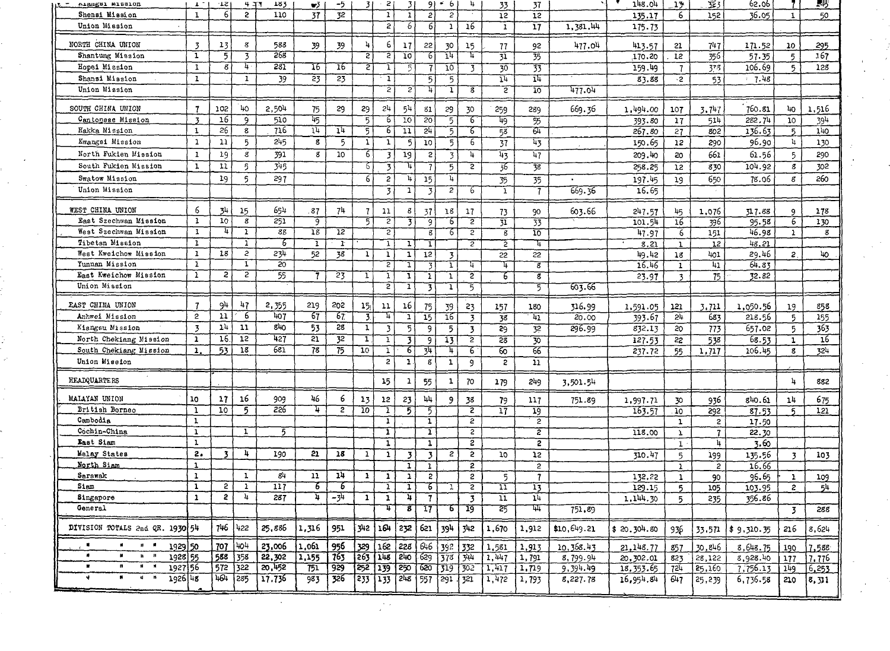| | | | | | | | | | | | | | | | | | | | | | |
|---|---|---|---|---|---|---|---|---|---|---|---|---|---|---|---|---|---|---|---|---|---|
| Kiangsi Mission | 1 | 12 | 4 | 183 | 3 | -5 | 3 | 2 | 3 | 9 | 6 | 4 | 33 | 37 | | 148.04 | 13 | 323 | 62.06 | 7 | 83 |
| Shensi Mission | 1 | 6 | 2 | 110 | 37 | 32 | | 1 | 1 | 2 | 2 | | 12 | 12 | | 135.17 | 6 | 152 | 36.05 | 1 | 50 |
| Union Mission | | | | | | | | 2 | 6 | 6 | 1 | 16 | 1 | 17 | 1,381.44 | 175.73 | | | | | |
| NORTH CHINA UNION | 3 | 13 | 8 | 588 | 39 | 39 | 4 | 6 | 17 | 22 | 30 | 15 | 77 | 92 | 477.04 | 413.57 | 21 | 747 | 171.52 | 10 | 295 |
| Shantung Mission | 1 | 5 | 3 | 268 | | | 2 | 2 | 10 | 6 | 14 | 4 | 31 | 35 | | 170.20 | 12 | 356 | 57.35 | 5 | 167 |
| Hopei Mission | 1 | 8 | 4 | 281 | 16 | 16 | 2 | 1 | 5 | 7 | 10 | 3 | 30 | 33 | | 159.49 | 7 | 378 | 106.69 | 5 | 128 |
| Shansi Mission | 1 | | 1 | 39 | 23 | 23 | | 1 | | 5 | 5 | | 14 | 14 | | 83.88 | 2 | 53 | 7.48 | | |
| Union Mission | | | | | | | | 2 | 2 | 4 | 1 | 8 | 2 | 10 | 477.04 | | | | | | |
| SOUTH CHINA UNION | 7 | 102 | 40 | 2,504 | 75 | 29 | 29 | 24 | 54 | 81 | 29 | 30 | 259 | 289 | 669.36 | 1,494.00 | 107 | 3,747 | 760.81 | 40 | 1,516 |
| Cantonese Mission | 3 | 16 | 9 | 510 | 45 | | 5 | 6 | 10 | 20 | 5 | 6 | 49 | 55 | | 393.80 | 17 | 514 | 282.74 | 10 | 394 |
| Hakka Mission | 1 | 26 | 8 | 716 | 14 | 14 | 5 | 6 | 11 | 24 | 5 | 6 | 58 | 64 | | 267.80 | 27 | 802 | 136.63 | 5 | 140 |
| Kwangsi Mission | 1 | 11 | 5 | 245 | 8 | 5 | 1 | 1 | 5 | 10 | 5 | 6 | 37 | 43 | | 150.65 | 12 | 290 | 96.90 | 4 | 130 |
| North Fukien Mission | 1 | 19 | 8 | 391 | 8 | 10 | 6 | 3 | 19 | 2 | 3 | 4 | 43 | 47 | | 209.40 | 20 | 661 | 61.56 | 5 | 290 |
| South Fukien Mission | 1 | 11 | 5 | 345 | | | 6 | 3 | 4 | 7 | 5 | 2 | 36 | 38 | | 258.25 | 12 | 830 | 104.92 | 8 | 302 |
| Swatow Mission | | 19 | 5 | 297 | | | 6 | 2 | 4 | 15 | 4 | | 35 | 35 | | 197.45 | 19 | 650 | 78.06 | 8 | 260 |
| Union Mission | | | | | | | | 3 | 1 | 3 | 2 | 6 | 1 | 7 | 669.36 | 16.65 | | | | | |
| WEST CHINA UNION | 6 | 34 | 15 | 654 | 87 | 74 | 7 | 11 | 8 | 37 | 18 | 17 | 73 | 90 | 603.66 | 247.57 | 45 | 1,076 | 317.88 | 9 | 178 |
| East Szechwan Mission | 1 | 10 | 8 | 251 | 9 | | 5 | 2 | 3 | 9 | 6 | 2 | 31 | 33 | | 101.54 | 16 | 396 | 95.58 | 6 | 130 |
| West Szechwan Mission | 1 | 4 | 1 | 88 | 18 | 12 | | 2 | | 8 | 6 | 2 | 8 | 10 | | 47.97 | 6 | 151 | 46.98 | 1 | 8 |
| Tibetan Mission | 1 | | 1 | 6 | 1 | 1 | | 1 | 1 | 1 | | 2 | 2 | 4 | | 8.21 | 1 | 12 | 48.21 | | |
| West Kweichow Mission | 1 | 18 | 2 | 234 | 52 | 38 | 1 | 1 | 1 | 12 | 3 | | 22 | 22 | | 49.42 | 18 | 401 | 29.46 | 2 | 40 |
| Yunnan Mission | 1 | | 1 | 20 | | | | 2 | 1 | 3 | 1 | 4 | 4 | 8 | | 16.46 | 1 | 41 | 64.83 | | |
| East Kweichow Mission | 1 | 2 | 2 | 55 | 7 | 23 | 1 | 1 | 1 | 1 | 1 | 2 | 6 | 8 | | 23.97 | 3 | 75 | 32.82 | | |
| Union Mission | | | | | | | | 2 | 1 | 3 | 1 | 5 | | 5 | 603.66 | | | | | | |
| EAST CHINA UNION | 7 | 94 | 47 | 2,355 | 219 | 202 | 15 | 11 | 16 | 75 | 39 | 23 | 157 | 180 | 316.99 | 1,591.05 | 121 | 3,711 | 1,050.56 | 19 | 858 |
| Anhwei Mission | 2 | 11 | 6 | 407 | 67 | 67 | 3 | 4 | 1 | 15 | 16 | 3 | 38 | 41 | 20.00 | 393.67 | 24 | 683 | 218.56 | 5 | 155 |
| Kiangsu Mission | 3 | 14 | 11 | 840 | 53 | 28 | 1 | 3 | 5 | 9 | 5 | 3 | 29 | 32 | 296.99 | 832.13 | 20 | 773 | 657.02 | 5 | 363 |
| North Chekiang Mission | 1 | 16 | 12 | 427 | 21 | 32 | 1 | 1 | 3 | 9 | 13 | 2 | 28 | 30 | | 127.53 | 22 | 538 | 68.53 | 1 | 16 |
| South Chekiang Mission | 1 | 53 | 18 | 681 | 78 | 75 | 10 | 1 | 6 | 34 | 4 | 6 | 60 | 66 | | 237.72 | 55 | 1,717 | 106.45 | 8 | 324 |
| Union Mission | | | | | | | | 2 | 1 | 8 | 1 | 9 | 2 | 11 | | | | | | | |
| HEADQUARTERS | | | | | | | | 15 | 1 | 55 | 1 | 70 | 179 | 249 | 3,501.54 | | | | | 4 | 882 |
| MALAYAN UNION | 10 | 17 | 16 | 909 | 46 | 6 | 13 | 12 | 23 | 44 | 9 | 38 | 79 | 117 | 751.89 | 1,997.71 | 30 | 936 | 840.61 | 14 | 675 |
| British Borneo | 1 | 10 | 5 | 226 | 4 | 2 | 10 | 1 | 5 | 5 | | 2 | 17 | 19 | | 163.57 | 10 | 292 | 87.53 | 5 | 121 |
| Cambodia | 1 | | | | | | | 1 | | 1 | | 2 | | 2 | | | 1 | 2 | 17.50 | | |
| Cochin-China | 1 | | 1 | 5 | | | | 1 | | 1 | | 2 | | 2 | | 118.00 | 1 | 7 | 22.30 | | |
| East Siam | 1 | | | | | | | 1 | | 1 | | 2 | | 2 | | | 1 | 4 | 3.60 | | |
| Malay States | 2. | 3 | 4 | 190 | 21 | 18 | 1 | 1 | 3 | 3 | 2 | 2 | 10 | 12 | | 310.47 | 5 | 199 | 135.56 | 3 | 103 |
| North Siam | 1 | | | | | | | | 1 | 1 | | 2 | | 2 | | | 1 | 2 | 16.66 | | |
| Sarawak | 1 | | 1 | 84 | 11 | 14 | 1 | 1 | 1 | 2 | | 2 | 5 | 7 | | 132.22 | 1 | 90 | 96.65 | 1 | 109 |
| Siam | 1 | 2 | 1 | 117 | 6 | 6 | | 1 | 1 | 6 | 1 | 2 | 11 | 13 | | 129.15 | 5 | 105 | 103.95 | 2 | 54 |
| Singapore | 1 | 2 | 4 | 287 | 4 | -34 | 1 | 1 | 4 | 7 | | 3 | 11 | 14 | | 1,144.30 | 5 | 235 | 356.86 | | |
| General | | | | | | | | 4 | 8 | 17 | 6 | 19 | 25 | 44 | 751.89 | | | | | 3 | 288 |
| DIVISION TOTALS 2nd QR. 1930 | 54 | 746 | 422 | 25,886 | 1,316 | 951 | 342 | 164 | 232 | 621 | 394 | 342 | 1,670 | 1,912 | $10,649.21 | $ 20,304.80 | 936 | 33,571 | $ 9,310.35 | 216 | 8,624 |
| " " " " 1929 | 50 | 707 | 404 | 23,006 | 1,061 | 956 | 329 | 162 | 228 | 646 | 392 | 332 | 1,581 | 1,913 | 10,368.43 | 21,148.77 | 857 | 30,846 | 8,648.75 | 190 | 7,588 |
| " " " " 1928 | 55 | 588 | 358 | 22,302 | 1,155 | 763 | 263 | 148 | 240 | 629 | 378 | 344 | 1,447 | 1,791 | 8,799.94 | 20,302.01 | 823 | 28,122 | 8,928.40 | 177 | 7,776 |
| " " " " 1927 | 56 | 572 | 322 | 20,452 | 751 | 929 | 252 | 139 | 250 | 620 | 319 | 302 | 1,417 | 1,719 | 9,394.49 | 18,353.65 | 724 | 25,160 | 7,756.13 | 149 | 6,253 |
| " " " " 1926 | 48 | 464 | 285 | 17,736 | 983 | 326 | 233 | 133 | 248 | 557 | 291 | 321 | 1,472 | 1,793 | 8,227.78 | 16,954.84 | 647 | 25,239 | 6,736.58 | 210 | 8,331 |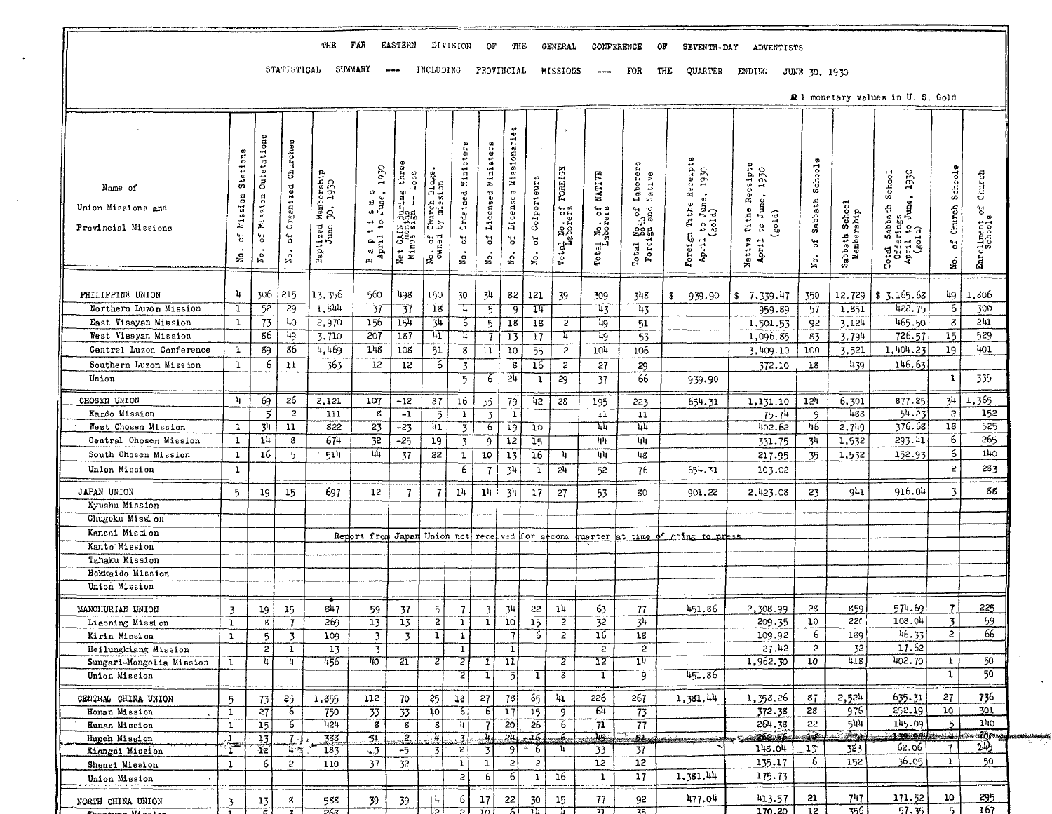THE FAR EASTERN DIVISION OF THE GENERAL CONFERENCE OF SEVENTH-DAY ADVENTISTS

STATISTICAL SUMMARY --- INCLUDING PROVINCIAL MISSIONS --- FOR THE QUARTER ENDING JUNE 30, 1930

All monetary values in U. S. Gold

| Name of Union Missions and Provincial Missions | No. of Mission Stations | No. of Mission Outstations | No. of Organized Churches | Baptized Membership June 30, 1930 | Baptisms April to June, 1930 | Net GAIN during three months Minus sign -- Loss | No. of Church Bldgs. owned by mission | No. of Ordained Ministers | No. of Licensed Ministers | No. of License Missionaries | No. of Colporteurs | Total No. of FOREIGN Laborers | Total No. of NATIVE Laborers | Total No. of Laborers both Foreign and Native | Foreign Tithe Receipts April to June, 1930 (gold) | Native Tithe Receipts April to June, 1930 (gold) | No. of Sabbath Schools | Sabbath School Membership | Total Sabbath School Offerings April to June, 1930 (gold) | No. of Church Schools | Enrollment of Church Schools |
|---|---|---|---|---|---|---|---|---|---|---|---|---|---|---|---|---|---|---|---|---|---|
| PHILIPPINE UNION | 4 | 306 | 215 | 13,356 | 560 | 498 | 150 | 30 | 34 | 82 | 121 | 39 | 309 | 348 | $ 939.90 | $ 7,339.47 | 350 | 12,729 | $ 3,165.68 | 49 | 1,806 |
| Northern Luzon Mission | 1 | 52 | 29 | 1,844 | 37 | 37 | 18 | 4 | 5 | 9 | 14 | | 43 | 43 | | 959.89 | 57 | 1,851 | 422.75 | 6 | 300 |
| East Visayan Mission | 1 | 73 | 40 | 2,970 | 156 | 154 | 34 | 6 | 5 | 18 | 18 | 2 | 49 | 51 | | 1,501.53 | 92 | 3,124 | 465.50 | 8 | 241 |
| West Visayan Mission | | 86 | 49 | 3,710 | 207 | 187 | 41 | 4 | 7 | 13 | 17 | 4 | 49 | 53 | | 1,096.85 | 83 | 3,794 | 726.57 | 15 | 529 |
| Central Luzon Conference | 1 | 89 | 86 | 4,469 | 148 | 108 | 51 | 8 | 11 | 10 | 55 | 2 | 104 | 106 | | 3,409.10 | 100 | 3,521 | 1,404.23 | 19 | 401 |
| Southern Luzon Mission | 1 | 6 | 11 | 363 | 12 | 12 | 6 | 3 | | 8 | 16 | 2 | 27 | 29 | | 372.10 | 18 | 439 | 146.63 | | |
| Union | | | | | | | | 5 | 6 | 24 | 1 | 29 | 37 | 66 | 939.90 | | | | | 1 | 335 |
| CHOSEN UNION | 4 | 69 | 26 | 2,121 | 107 | -12 | 37 | 16 | 35 | 79 | 42 | 28 | 195 | 223 | 654.31 | 1,131.10 | 124 | 6,301 | 877.25 | 34 | 1,365 |
| Kando Mission | | 5 | 2 | 111 | 8 | -1 | 5 | 1 | 3 | 1 | | | 11 | 11 | | 75.74 | 9 | 488 | 54.23 | 2 | 152 |
| West Chosen Mission | 1 | 34 | 11 | 822 | 23 | -23 | 41 | 3 | 6 | 19 | 10 | | 44 | 44 | | 402.62 | 46 | 2,749 | 376.68 | 18 | 525 |
| Central Chosen Mission | 1 | 14 | 8 | 674 | 32 | -25 | 19 | 3 | 9 | 12 | 15 | | 44 | 44 | | 331.75 | 34 | 1,532 | 293.41 | 6 | 265 |
| South Chosen Mission | 1 | 16 | 5 | 514 | 44 | 37 | 22 | 1 | 10 | 13 | 16 | 4 | 44 | 48 | | 217.95 | 35 | 1,532 | 152.93 | 6 | 140 |
| Union Mission | 1 | | | | | | | 6 | 7 | 34 | 1 | 24 | 52 | 76 | 654.31 | 103.02 | | | | 2 | 283 |
| JAPAN UNION | 5 | 19 | 15 | 697 | 12 | 7 | 7 | 14 | 14 | 34 | 17 | 27 | 53 | 80 | 901.22 | 2,423.08 | 23 | 941 | 916.04 | 3 | 88 |
| Kyushu Mission | | | | | | | | | | | | | | | | | | | | | |
| Chugoku Mission | | | | | | | | | | | | | | | | | | | | | |
| Kansai Mission | | | | | Report from Japan Union not received for second quarter at time of going to press | | | | | | | | | | | | | | | | |
| Kanto Mission | | | | | | | | | | | | | | | | | | | | | |
| Tahaku Mission | | | | | | | | | | | | | | | | | | | | | |
| Hokkaido Mission | | | | | | | | | | | | | | | | | | | | | |
| Union Mission | | | | | | | | | | | | | | | | | | | | | |
| MANCHURIAN UNION | 3 | 19 | 15 | 847 | 59 | 37 | 5 | 7 | 3 | 34 | 22 | 14 | 63 | 77 | 451.86 | 2,308.99 | 28 | 859 | 574.69 | 7 | 225 |
| Liaoning Mission | 1 | 8 | 7 | 269 | 13 | 13 | 2 | 1 | 1 | 10 | 15 | 2 | 32 | 34 | | 209.35 | 10 | 220 | 108.04 | 3 | 59 |
| Kirin Mission | 1 | 5 | 3 | 109 | 3 | 3 | 1 | 1 | | 7 | 6 | 2 | 16 | 18 | | 109.92 | 6 | 189 | 46.33 | 2 | 66 |
| Heilungkiang Mission | | 2 | 1 | 13 | 3 | | | 1 | | 1 | | | 2 | 2 | | 27.42 | 2 | 32 | 17.62 | | |
| Sungari-Mongolia Mission | 1 | 4 | 4 | 456 | 40 | 21 | 2 | 2 | 1 | 11 | | 2 | 12 | 14 | | 1,962.30 | 10 | 418 | 402.70 | 1 | 50 |
| Union Mission | | | | | | | | 2 | 1 | 5 | 1 | 8 | 1 | 9 | 451.86 | | | | | 1 | 50 |
| CENTRAL CHINA UNION | 5 | 73 | 25 | 1,855 | 112 | 70 | 25 | 18 | 27 | 78 | 65 | 41 | 226 | 267 | 1,381.44 | 1,358.26 | 87 | 2,524 | 635.31 | 27 | 736 |
| Honan Mission | 1 | 27 | 6 | 750 | 33 | 33 | 10 | 6 | 6 | 17 | 15 | 9 | 64 | 73 | | 372.38 | 28 | 976 | 252.19 | 10 | 301 |
| Hunan Mission | 1 | 15 | 6 | 424 | 8 | 8 | 8 | 4 | 7 | 20 | 26 | 6 | 71 | 77 | | 264.38 | 22 | 544 | 145.09 | 5 | 140 |
| Hupeh Mission | 1 | 13 | 7 | 388 | 31 | 2 | 4 | 3 | 4 | 24 | 16 | 6 | 45 | 51 | | 262.56 | 18 | | 139.98 | 4 | 100 |
| Kiangsi Mission | 1 | 12 | 4 | 183 | 3 | -5 | 3 | 2 | 3 | 9 | 6 | 4 | 33 | 37 | | 148.04 | 13 | 383 | 62.06 | 7 | 145 |
| Shensi Mission | 1 | 6 | 2 | 110 | 37 | 32 | | 1 | 1 | 2 | 2 | | 12 | 12 | | 135.17 | 6 | 152 | 36.05 | 1 | 50 |
| Union Mission | | | | | | | | 2 | 6 | 6 | 1 | 16 | 1 | 17 | 1,381.44 | 175.73 | | | | | |
| NORTH CHINA UNION | 3 | 13 | 8 | 588 | 39 | 39 | 4 | 6 | 17 | 22 | 30 | 15 | 77 | 92 | 477.04 | 413.57 | 21 | 747 | 171.52 | 10 | 295 |
| Shantung Mission | 1 | 6 | 3 | 268 | | | 2 | 2 | 10 | 6 | 14 | 4 | 31 | 35 | | 170.20 | 12 | 356 | 57.35 | 5 | 167 |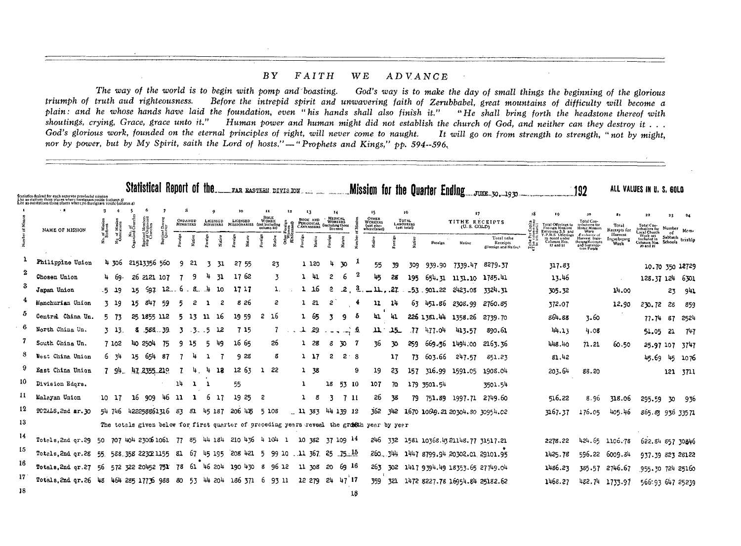## BY FAITH WE ADVANCE

*The way of the world is to begin with pomp and boasting. God's way is to make the day of small things the beginning of the glorious triumph of truth and righteousness. Before the intrepid spirit and unwavering faith of Zerubbabel, great mountains of difficulty will become a plain: and he whose hands have laid the foundation, even "his hands shall also finish it." "He shall bring forth the headstone thereof with shoutings, crying, Grace, grace unto it." Human power and human might did not establish the church of God, and neither can they destroy it . . . God's glorious work, founded on the eternal principles of right, will never come to naught. It will go on from strength to strength, "not by might, nor by power, but by My Spirit, saith the Lord of hosts."—"Prophets and Kings," pp. 594--596.*

## Statistical Report of the FAR EASTERN DIVISION Mission for the Quarter Ending JUNE 30, 1930 192

ALL VALUES IN U. S. GOLD

Statistics desired for each separate provincial mission
List as stations those places where foreigners reside (column 3)
List as outstations those places where no foreigners reside (column 4)

| 1 | 2 | 3 | 4 | 5 | 6 | 7 | 8 | | 9 | | 10 | | 11 | | 12 | 13 | | 14 | | 1 | 15 | 16 | | 17 | | | 18 | 19 | 20 | 21 | 22 | 23 | 24 |
|---|---|---|---|---|---|---|---|---|---|---|---|---|---|---|---|---|---|---|---|---|---|---|---|---|---|---|---|---|---|---|---|---|---|
| Number of Mission | NAME OF MISSION | No. of Mission Stations | No. of Mission Outstations | No. of Organized Churches | Baptized Membership of Organized Churches | Baptized During Quarter | ORDAINED MINISTERS | | LICENSED MINISTERS | | LICENSED MISSIONARIES | | BIBLE WOMEN (not including column 10) | | Other Foreign Women (Unlicensed) | BOOK AND PERIODICAL CANVASSERS | | MEDICAL WORKERS (including those licensed) | | Number of Mission | OTHER WORKERS (not elsewhere listed) | TOTAL LABOURERS (net total) | | TITHE RECEIPTS (U. S. GOLD) | | | Tithe Per Capita (This column may be left blank) | Total Offerings to Foreign Missions Excepting S.S. and Y.P.M.S. Offerings as noted under Columns Nos. 27 and 51 | Total Contributions for Home Mission Work Exclusive of Harvest Ingathering Receipts and Sustentation Funds | Total Receipts for Harvest Ingathering Work | Total Contributions for Local Church Work not Included in Columns Nos. 20 and 21 | Number of Sabbath Schools | Membership |
| | | | | | | | Foreign | Native | Foreign | Native | Foreign | Native | Foreign | Native | | Foreign | Native | Foreign | Native | | Native | Foreign | Native | Foreign | Native | Total tithe Receipts (Foreign and Native) | | | | | | | |
| 1 | Philippine Union | 4 | 306 | 215 | 13356 | 560 | 9 | 21 | 3 | 31 | 27 | 55 | | 23 | | 1 | 120 | 4 | 30 | 1 | 55 | 39 | 309 | 939.90 | 7339.47 | 8279.37 | | 317.83 | | | 10.70 | 350 | 12729 |
| 2 | Chosen Union | 4 | 69 | 26 | 2121 | 107 | 7 | 9 | 4 | 31 | 17 | 62 | | 3 | | 1 | 41 | 2 | 6 | 2 | 45 | 28 | 195 | 654.31 | 1131.10 | 1785.41 | | 13.46 | | | 128.37 | 124 | 6301 |
| 3 | Japan Union | 5 | 19 | 15 | 697 | 12 | 6 | 8 | 4 | 10 | 17 | 17 | | 1 | | 1 | 16 | 2 | 2 | 3 | 11 | 27 | 53 | 901.22 | 2423.08 | 3324.31 | | 305.32 | | 14.00 | | 23 | 941 |
| 4 | Manchurian Union | 3 | 19 | 15 | 847 | 59 | 5 | 2 | 1 | 2 | 8 | 26 | | 2 | | 1 | 21 | 2 | | 4 | 11 | 14 | 63 | 451.86 | 2308.99 | 2760.85 | | 372.07 | | 12.90 | 230.72 | 28 | 859 |
| 5 | Central China Un. | 5 | 73 | 25 | 1855 | 112 | 5 | 13 | 11 | 16 | 19 | 59 | 2 | 16 | | 1 | 65 | 3 | 9 | 5 | 41 | 41 | 226 | 1381.44 | 1358.26 | 2739.70 | | 864.88 | 3.60 | | 77.74 | 87 | 2524 |
| 6 | North China Un. | 3 | 13 | 8 | 588 | 39 | 3 | 3 | 5 | 12 | 7 | 15 | | 7 | | 1 | 29 | | | 6 | 11 | 15 | 77 | 477.04 | 413.57 | 890.61 | | 44.13 | 4.08 | | 54.05 | 21 | 747 |
| 7 | South China Un. | 7 | 102 | 40 | 2504 | 75 | 9 | 15 | 5 | 49 | 16 | 65 | | 26 | | 1 | 28 | 8 | 30 | 7 | 36 | 30 | 259 | 669.36 | 1494.00 | 2163.36 | | 448.40 | 71.21 | 60.50 | 25.97 | 107 | 3747 |
| 8 | West China Union | 6 | 34 | 15 | 654 | 87 | 7 | 4 | 1 | 7 | 9 | 28 | | 8 | | 1 | 17 | 2 | 2 | 8 | | 17 | 73 | 603.66 | 247.57 | 851.23 | | 81.42 | | | 45.69 | 45 | 1076 |
| 9 | East China Union | 7 | 94 | 47 | 2355 | 219 | 7 | 4 | 4 | 18 | 12 | 63 | 1 | 22 | | 1 | 38 | | | 9 | 19 | 23 | 157 | 316.99 | 1591.05 | 1908.04 | | 203.64 | 88.20 | | | 121 | 3711 |
| 10 | Division Hdqrs. | | | | | | 14 | 1 | 1 | | 55 | | | | | 1 | | 18 | 53 | 10 | 107 | 70 | 179 | 3501.54 | | 3501.54 | | | | | | | |
| 11 | Malayan Union | 10 | 17 | 16 | 909 | 46 | 11 | 1 | 6 | 17 | 19 | 25 | 2 | | | 1 | 8 | 3 | 7 | 11 | 26 | 38 | 79 | 751.89 | 1997.71 | 2749.60 | | 516.22 | 8.96 | 318.06 | 295.59 | 30 | 936 |
| 12 | TOTALS, 2nd qr. 30 | 54 | 746 | 422 | 25886 | 1316 | 83 | 81 | 45 | 187 | 206 | 415 | 5 | 108 | | 11 | 383 | 44 | 139 | 12 | 362 | 342 | 1670 | 10649.21 | 20304.80 | 30954.02 | | 3167.37 | 176.05 | 405.46 | 865.83 | 936 | 33571 |
| 13 | The totals given below for first quarter of preceding years reveal the growth year by year | | | | | | | | | | | | | | | | | | | | | | | | | | | | | | | | |
| 14 | Totals, 2nd qr. 29 | 50 | 707 | 404 | 23006 | 1061 | 77 | 85 | 44 | 184 | 210 | 436 | 4 | 104 | 1 | 10 | 382 | 37 | 109 | 14 | 246 | 332 | 1581 | 10368.43 | 21148.77 | 31517.21 | | 2278.22 | 424.65 | 1106.78 | 622.84 | 857 | 30846 |
| 15 | Totals, 2nd qr. 28 | 55 | 588 | 358 | 22321 | 155 | 81 | 67 | 45 | 195 | 208 | 421 | 5 | 99 | 10 | 11 | 367 | 25 | 75 | 15 | 260 | 344 | 1447 | 8799.94 | 20302.01 | 29101.95 | | 1425.78 | 596.22 | 6009.34 | 937.39 | 823 | 28122 |
| 16 | Totals, 2nd qr. 27 | 56 | 572 | 322 | 20452 | 751 | 78 | 61 | 46 | 204 | 190 | 430 | 8 | 96 | 12 | 11 | 308 | 20 | 69 | 16 | 263 | 302 | 1417 | 9394.49 | 18353.65 | 27749.04 | | 1486.23 | 385.57 | 2746.67 | 955.30 | 724 | 25160 |
| 17 | Totals, 2nd qr. 26 | 48 | 464 | 285 | 17736 | 988 | 80 | 53 | 44 | 204 | 186 | 371 | 6 | 93 | 11 | 12 | 279 | 24 | 47 | 17 | 359 | 321 | 1472 | 8227.78 | 16954.84 | 25182.62 | | 1468.27 | 432.74 | 1733.97 | 566.93 | 647 | 25239 |
| 18 | | | | | | | | | | | | | | | | | | | | | | | | | | | | | | | | | |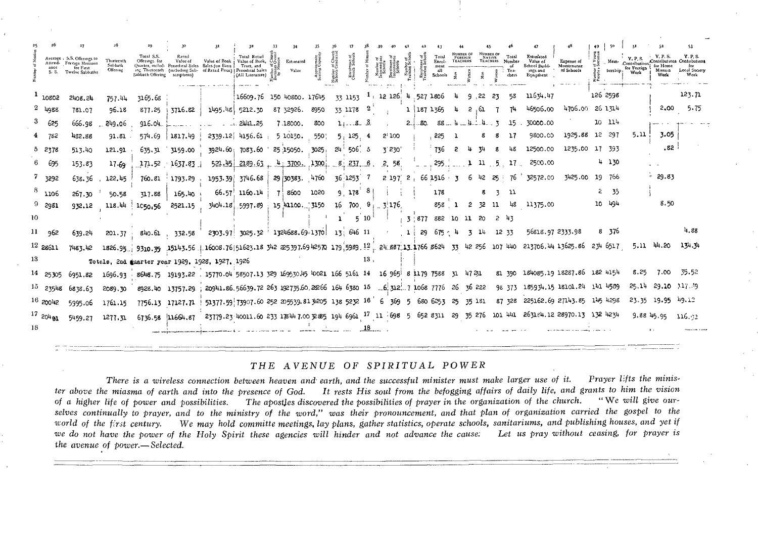| Number of Mission | Average Attendance S. S. | S.S. Offerings to Foreign Missions for First Twelve Sabbaths | Thirteenth Sabbath Offering | Total S.S. Offerings for Quarter, including Thirteenth Sabbath Offering | Retail Value of Periodical Sales (including Subscriptions) | Value of Book Sales (on Basis of Retail Price) | Total Retail Value of Book, Tract, and Periodical Sales (All Literature) | Number of Church Buildings Owned by Mission | Estimated Value | Approximate Seating Capacity | Number of Church Schools Conducted | Enrollment of Church Schools | Number of Mission | Number of Intermediate Schools | Enrollment of Intermediate Schools | Number of Training Schools | Enrollment of Training Schools | Total Enrollment all Schools | Number of Foreign Teachers | | Number of Native Teachers | | Total Number of Teachers | Estimated Value of School Buildings and Equipment | Expense of Maintenance of Schools | Number of Young People's Societies | Membership | Y. P. S. Contributions for Foreign Work | Y. P. S. Contributions for Home Mission Work | Y. P. S. Contributions for Local Society Work |
|---|---|---|---|---|---|---|---|---|---|---|---|---|---|---|---|---|---|---|---|---|---|---|---|---|---|---|---|---|---|---|
| | | | | | | | | | | | | | | | | | | | Men | Women | Men | Women | | | | | | | | |
| 25 | 26 | 27 | 28 | 29 | 30 | 31 | 32 | 33 | 34 | 35 | 36 | 37 | 38 | 39 | 40 | 41 | 42 | 43 | 44 | | 45 | | 46 | 47 | 48 | 49 | 50 | 51 | 52 | 53 |
| 1 | 10802 | 2408.24 | 757.44 | 3165.68 | | | 16609.76 | 150 | 40800. | 17645 | 33 | 1153 | 1 | 12 | 126 | 4 | 527 | 1806 | 4 | 9 | 22 | 23 | 58 | 11634.47 | | 126 | 2598 | | | 123.71 |
| 2 | 4988 | 781.07 | 96.18 | 877.25 | 3716.82 | 1495.48 | 5212.30 | 87 | 32926. | 8950 | 33 | 1178 | 2 | | | 1 | 187 | 1365 | 4 | 2 | 61 | 7 | 74 | 46506.00 | 4706.00 | 26 | 1314 | | 2.00 | 5.75 |
| 3 | 625 | 666.98 | 249.06 | 916.04 | | | 2441.25 | 7 | 18000. | 800 | 1 | 8 | 3 | | | 2 | 80 | 88 | 4 | 4 | 4 | 3 | 15 | 30000.00 | | 10 | 114 | | | |
| 4 | 782 | 482.88 | 91.81 | 574.69 | 1817.49 | 2339.12 | 4156.61 | 5 | 10150. | 550 | 5 | 125 | 4 | 2 | 100 | | | 225 | 1 | | 8 | 8 | 17 | 9800.00 | 1925.88 | 12 | 297 | 5.11 | 3.05 | |
| 5 | 2378 | 513.40 | 121.91 | 635.31 | 3159.00 | 3924.60 | 7083.60 | 25 | 15050. | 3025 | 24 | 506 | 5 | 3 | 230 | | | 736 | 2 | 4 | 34 | 8 | 48 | 12500.00 | 1235.00 | 17 | 393 | | .82 | |
| 6 | 695 | 153.83 | 17.69 | 171.52 | 1637.83 | 521.45 | 2189.63 | 4 | 3700. | 1300 | 8 | 237 | 6 | 2 | 58 | | | 295 | | 1 | 11 | 5 | 17 | 2500.00 | | 4 | 130 | | | |
| 7 | 3292 | 638.36 | 122.45 | 760.81 | 1793.29 | 1953.39 | 3746.68 | 29 | 30383. | 4760 | 36 | 1253 | 7 | 2 | 197 | 2 | 66 | 1516 | 3 | 6 | 42 | 25 | 76 | 32572.00 | 3425.00 | 19 | 766 | | 29.83 | |
| 8 | 1106 | 267.30 | 50.58 | 317.88 | 165.40 | 66.57 | 1160.14 | 7 | 8600 | 1020 | 9 | 178 | 8 | | | | | 178 | | | 8 | 3 | 11 | | | 2 | 35 | | | |
| 9 | 2981 | 932.12 | 118.44 | 1050.56 | 2521.15 | 3404.18 | 5997.89 | 15 | 41100. | 3150 | 16 | 700 | 9 | 3 | 176 | | | 858 | 1 | 2 | 32 | 11 | 48 | 11375.00 | | 10 | 494 | | 8.50 | |
| 10 | | | | | | | | | | | 1 | 5 | 10 | | | 3 | 877 | 882 | 10 | 11 | 20 | 2 | 43 | | | | | | | |
| 11 | 962 | 639.24 | 201.37 | 840.61 | 332.58 | 2303.97 | 3025.32 | 13 | 24688.69 | 1370 | 13 | 646 | 11 | | | 1 | 29 | 675 | 4 | 3 | 14 | 12 | 33 | 56818.97 | 2333.98 | 8 | 376 | | | 4.88 |
| 12 | 28611 | 7483.42 | 1826.95 | 9310.35 | 15143.56 | 16008.76 | 51623.18 | 342 | 225397.69 | 42570 | 179 | 5989 | 12 | 24 | 887 | 13 | 1766 | 8624 | 33 | 42 | 256 | 107 | 440 | 213706.44 | 13625.86 | 234 | 6517 | 5.11 | 44.20 | 134.34 |
| 13 | Totals, 2nd Quarter year 1929, 1928, 1927, 1926 | | | | | | | | | | | | 13 | | | | | | | | | | | | | | | | | |
| 14 | 25305 | 6951.82 | 1696.93 | 8648.75 | 19193.22 | 15770.04 | 58507.13 | 329 | 169530.45 | 40021 | 166 | 5161 | 14 | 16 | 965 | 8 | 1179 | 7588 | 31 | 47 | 231 | 81 | 390 | 184085.19 | 18287.86 | 182 | 4154 | 8.25 | 7.00 | 35.52 |
| 15 | 23548 | 6838.63 | 2089.30 | 8928.40 | 13757.29 | 20941.86 | 56639.72 | 263 | 192735.60 | 28266 | 164 | 6380 | 15 | 6 | 312 | 7 | 1068 | 7776 | 26 | 36 | 222 | 98 | 373 | 185934.15 | 18101.24 | 141 | 4589 | 25.14 | 29.10 | 117.79 |
| 16 | 20042 | 5995.06 | 1761.15 | 7756.13 | 17127.71 | 51377.59 | 73907.60 | 252 | 205539.81 | 34205 | 138 | 5232 | 16 | 6 | 369 | 5 | 680 | 6253 | 25 | 35 | 181 | 87 | 328 | 225162.69 | 27143.85 | 145 | 4298 | 23.35 | 19.95 | 49.12 |
| 17 | 20481 | 5459.27 | 1277.31 | 6736.58 | 11664.87 | 23779.23 | 40011.60 | 233 | 178447.00 | 32885 | 194 | 6961 | 17 | 11 | 698 | 5 | 652 | 8311 | 29 | 35 | 276 | 101 | 441 | 263124.12 | 28970.13 | 132 | 4234 | 9.88 | 45.95 | 116.92 |
| 18 | | | | | | | | | | | | | 18 | | | | | | | | | | | | | | | | | |

## THE AVENUE OF SPIRITUAL POWER

*There is a wireless connection between heaven and earth, and the successful minister must make larger use of it. Prayer lifts the minister above the miasma of earth and into the presence of God. It rests His soul from the befogging affairs of daily life, and grants to him the vision of a higher life of power and possibilities. The apostles discovered the possibilities of prayer in the organization of the church. "We will give ourselves continually to prayer, and to the ministry of the word," was their pronouncement, and that plan of organization carried the gospel to the world of the first century. We may hold committe meetings, lay plans, gather statistics, operate schools, sanitariums, and publishing houses, and yet if we do not have the power of the Holy Spirit these agencies will hinder and not advance the cause. Let us pray without ceasing, for prayer is the avenue of power.—Selected.*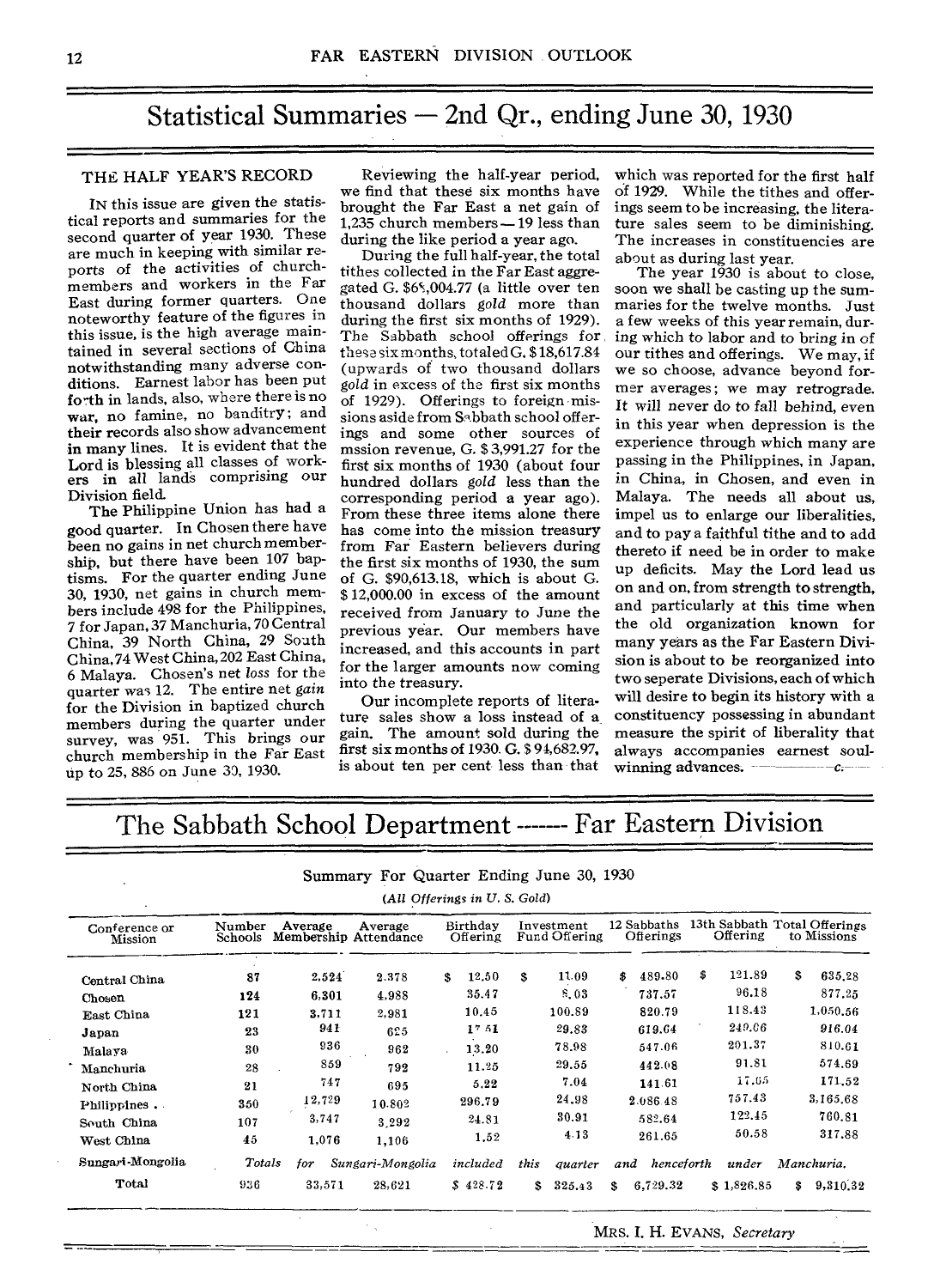# Statistical Summaries — 2nd Qr., ending June 30, 1930

## THE HALF YEAR'S RECORD

IN this issue are given the statistical reports and summaries for the second quarter of year 1930. These are much in keeping with similar reports of the activities of church-members and workers in the Far East during former quarters. One noteworthy feature of the figures in this issue, is the high average maintained in several sections of China notwithstanding many adverse conditions. Earnest labor has been put forth in lands, also, where there is no war, no famine, no banditry; and their records also show advancement in many lines. It is evident that the Lord is blessing all classes of workers in all lands comprising our Division field.

The Philippine Union has had a good quarter. In Chosen there have been no gains in net church membership, but there have been 107 baptisms. For the quarter ending June 30, 1930, net gains in church members include 498 for the Philippines, 7 for Japan, 37 Manchuria, 70 Central China, 39 North China, 29 South China, 74 West China, 202 East China, 6 Malaya. Chosen's net *loss* for the quarter was 12. The entire net *gain* for the Division in baptized church members during the quarter under survey, was 951. This brings our church membership in the Far East up to 25, 886 on June 30, 1930.

Reviewing the half-year period, we find that these six months have brought the Far East a net gain of 1,235 church members — 19 less than during the like period a year ago.

During the full half-year, the total tithes collected in the Far East aggregated G. $68,004.77 (a little over ten thousand dollars *gold* more than during the first six months of 1929). The Sabbath school offerings for these six months, totaled G. $18,617.84 (upwards of two thousand dollars *gold* in excess of the first six months of 1929). Offerings to foreign missions aside from Sabbath school offerings and some other sources of mssion revenue, G. $ 3,991.27 for the first six months of 1930 (about four hundred dollars *gold* less than the corresponding period a year ago). From these three items alone there has come into the mission treasury from Far Eastern believers during the first six months of 1930, the sum of G. $90,613.18, which is about G. $ 12,000.00 in excess of the amount received from January to June the previous year. Our members have increased, and this accounts in part for the larger amounts now coming into the treasury.

Our incomplete reports of literature sales show a loss instead of a gain. The amount sold during the first six months of 1930. G. $ 94,682.97, is about ten per cent less than that which was reported for the first half of 1929. While the tithes and offerings seem to be increasing, the literature sales seem to be diminishing. The increases in constituencies are about as during last year.

The year 1930 is about to close, soon we shall be casting up the summaries for the twelve months. Just a few weeks of this year remain, during which to labor and to bring in of our tithes and offerings. We may, if we so choose, advance beyond former averages; we may retrograde. It will never do to fall behind, even in this year when depression is the experience through which many are passing in the Philippines, in Japan, in China, in Chosen, and even in Malaya. The needs all about us, impel us to enlarge our liberalities, and to pay a faithful tithe and to add thereto if need be in order to make up deficits. May the Lord lead us on and on, from strength to strength, and particularly at this time when the old organization known for many years as the Far Eastern Division is about to be reorganized into two seperate Divisions, each of which will desire to begin its history with a constituency possessing in abundant measure the spirit of liberality that always accompanies earnest soul-winning advances. ——— C.

# The Sabbath School Department ------ Far Eastern Division

Summary For Quarter Ending June 30, 1930

*(All Offerings in U. S. Gold)*

| Conference or Mission | Number Schools | Average Membership | Average Attendance | Birthday Offering | Investment Fund Offering | 12 Sabbaths Offerings | 13th Sabbath Offering | Total Offerings to Missions |
|---|---|---|---|---|---|---|---|---|
| Central China | 87 | 2,524 | 2,378 | $ 12.50 | $ 11.09 | $ 489.80 | $ 121.89 | $ 635.28 |
| Chosen | 124 | 6,301 | 4,988 | 35.47 | 8.03 | 737.57 | 96.18 | 877.25 |
| East China | 121 | 3,711 | 2,981 | 10.45 | 100.89 | 820.79 | 118.43 | 1,050.56 |
| Japan | 23 | 941 | 625 | 17.51 | 29.83 | 619.64 | 249.06 | 916.04 |
| Malaya | 30 | 936 | 962 | 13.20 | 78.98 | 547.06 | 201.37 | 810.61 |
| Manchuria | 28 | 859 | 792 | 11.25 | 29.55 | 442.08 | 91.81 | 574.69 |
| North China | 21 | 747 | 695 | 5.22 | 7.04 | 141.61 | 17.65 | 171.52 |
| Philippines | 350 | 12,729 | 10.802 | 296.79 | 24.98 | 2.086.48 | 757.43 | 3,165.68 |
| South China | 107 | 3,747 | 3,292 | 24.81 | 30.91 | 582.64 | 122.45 | 760.81 |
| West China | 45 | 1,076 | 1,106 | 1.52 | 4.13 | 261.65 | 50.58 | 317.88 |
| Sungari-Mongolia | *Totals* | *for* | *Sungari-Mongolia* | *included* | *this quarter* | *and henceforth* | *under* | *Manchuria.* |
| Total | 936 | 33,571 | 28,621 | $ 428.72 | $ 325.43 | $ 6,729.32 | $ 1,826.85 | $ 9,310.32 |

MRS. I. H. EVANS, *Secretary*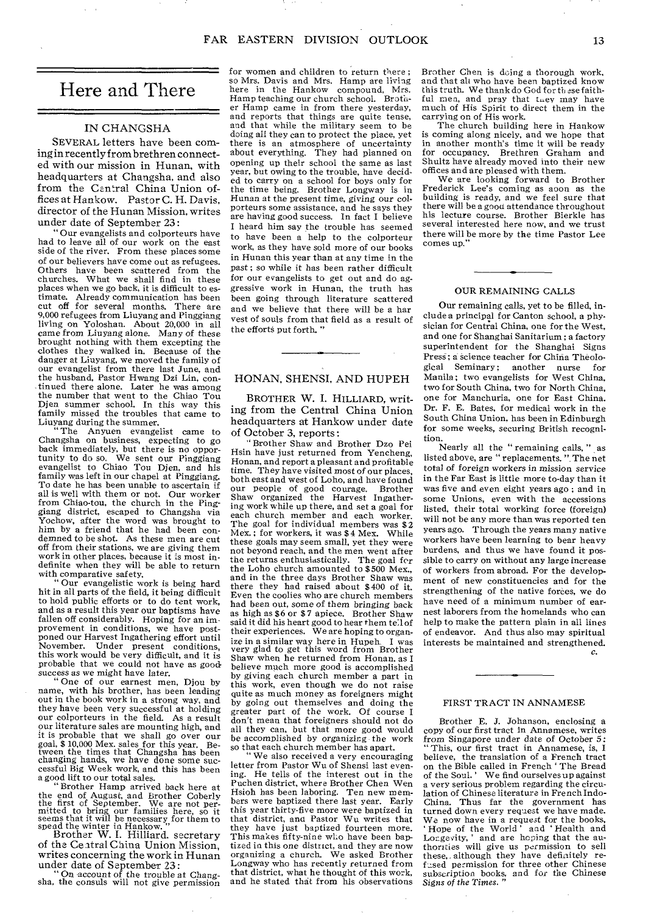# Here and There

## IN CHANGSHA

SEVERAL letters have been coming in recently from brethren connected with our mission in Hunan, with headquarters at Changsha, and also from the Central China Union offices at Hankow. Pastor C. H. Davis, director of the Hunan Mission, writes under date of September 23:

"Our evangelists and colporteurs have had to leave all of our work on the east side of the river. From these places some of our believers have come out as refugees. Others have been scattered from the churches. What we shall find in these places when we go back, it is difficult to estimate. Already communication has been cut off for several months. There are 9,000 refugees from Liuyang and Pinggiang living on Yoloshan. About 20,000 in all came from Liuyang alone. Many of these brought nothing with them excepting the clothes they walked in. Because of the danger at Liuyang, we moved the family of our evangelist from there last June, and the husband, Pastor Hwang Dzi Lin, continued there alone. Later he was among the number that went to the Chiao Tou Djen summer school. In this way this family missed the troubles that came to Liuyang during the summer.

"The Anyuen evangelist came to Changsha on business, expecting to go back immediately, but there is no opportunity to do so. We sent our Pinggiang evangelist to Chiao Tou Djen, and his family was left in our chapel at Pinggiang. To date he has been unable to ascertain if all is well with them or not. Our worker from Chiao-tou, the church in the Pinggiang district, escaped to Changsha via Yochow, after the word was brought to him by a friend that he had been condemned to be shot. As these men are cut off from their stations, we are giving them work in other places, because it is most indefinite when they will be able to return with comparative safety.

"Our evangelistic work is being hard hit in all parts of the field, it being difficult to hold public efforts or to do tent work, and as a result this year our baptisms have fallen off considerably. Hoping for an improvement in conditions, we have postponed our Harvest Ingathering effort until November. Under present conditions, this work would be very difficult, and it is probable that we could not have as good success as we might have later.

"One of our earnest men, Djou by name, with his brother, has been leading out in the book work in a strong way, and they have been very successful at holding our colporteurs in the field. As a result our literature sales are mounting high, and it is probable that we shall go over our goal, $ 10,000 Mex. sales for this year. Between the times that Changsha has been changing hands, we have done some successful Big Week work, and this has been a good lift to our total sales.

"Brother Hamp arrived back here at the end of August, and Brother Coberly the first of September. We are not permitted to bring our families here, so it seems that it will be necessary for them to spend the winter in Hankow."

Brother W. I. Hilliard, secretary of the Central China Union Mission, writes concerning the work in Hunan under date of September 23:

"On account of the trouble at Changsha, the consuls will not give permission for women and children to return there; so Mrs. Davis and Mrs. Hamp are living here in the Hankow compound, Mrs. Hamp teaching our church school. Brother Hamp came in from there yesterday, and reports that things are quite tense, and that while the military seem to be doing all they can to protect the place, yet there is an atmosphere of uncertainty about everything. They had planned on opening up their school the same as last year, but owing to the trouble, have decided to carry on a school for boys only for the time being. Brother Longway is in Hunan at the present time, giving our colporteurs some assistance, and he says they are having good success. In fact I believe I heard him say the trouble has seemed to have been a help to the colporteur work, as they have sold more of our books in Hunan this year than at any time in the past; so while it has been rather difficult for our evangelists to get out and do aggressive work in Hunan, the truth has been going through literature scattered and we believe that there will be a harvest of souls from that field as a result of the efforts put forth."

## HONAN, SHENSI, AND HUPEH

BROTHER W. I. HILLIARD, writing from the Central China Union headquarters at Hankow under date of October 3, reports:

"Brother Shaw and Brother Dzo Pei Hsin have just returned from Yencheng, Honan, and report a pleasant and profitable time. They have visited most of our places, both east and west of Loho, and have found our people of good courage. Brother Shaw organized the Harvest Ingathering work while up there, and set a goal for each church member and each worker. The goal for individual members was $ 2 Mex.; for workers, it was $ 4 Mex. While these goals may seem small, yet they were not beyond reach, and the men went after the returns enthusiastically. The goal for the Loho church amounted to $ 500 Mex., and in the three days Brother Shaw was there they had raised about $ 400 of it. Even the coolies who are church members had been out, some of them bringing back as high as $ 6 or $ 7 apiece. Brother Shaw said it did his heart good to hear them tell of their experiences. We are hoping to organize in a similar way here in Hupeh. I was very glad to get this word from Brother Shaw when he returned from Honan, as I believe much more good is accomplished by giving each church member a part in this work, even though we do not raise quite as much money as foreigners might by going out themselves and doing the greater part of the work. Of course I don't mean that foreigners should not do all they can, but that more good would be accomplished by organizing the work so that each church member has apart.

"We also received a very encouraging letter from Pastor Wu of Shensi last evening. He tells of the interest out in the Puchen district, where Brother Chen Wen Hsioh has been laboring. Ten new members were baptized there last year. Early this year thirty-five more were baptized in that district, and Pastor Wu writes that they have just baptized fourteen more. This makes fifty-nine who have been baptized in this one district, and they are now organizing a church. We asked Brother Longway who has recently returned from that district, what he thought of this work, and he stated that from his observations Brother Chen is doing a thorough work, and that all who have been baptized know this truth. We thank do God for these faithful men, and pray that they may have much of His Spirit to direct them in the carrying on of His work.

The church building here in Hankow is coming along nicely, and we hope that in another month's time it will be ready for occupancy. Brethren Graham and Shultz have already moved into their new offices and are pleased with them.

We are looking forward to Brother Frederick Lee's coming as soon as the building is ready, and we feel sure that there will be a good attendance throughout his lecture course. Brother Bierkle has several interested here now, and we trust there will be more by the time Pastor Lee comes up."

## OUR REMAINING CALLS

Our remaining calls, yet to be filled, include a principal for Canton school, a physician for Central China, one for the West, and one for Shanghai Sanitarium; a factory superintendent for the Shanghai Signs Press; a science teacher for China Theological Seminary; another nurse for Manila; two evangelists for West China, two for South China, two for North China, one for Manchuria, one for East China. Dr. F. E. Bates, for medical work in the South China Union, has been in Edinburgh for some weeks, securing British recognition.

Nearly all the "remaining calls," as listed above, are "replacements." The net total of foreign workers in mission service in the Far East is little more to-day than it was five and even eight years ago; and in some Unions, even with the accessions listed, their total working force (foreign) will not be any more than was reported ten years ago. Through the years many native workers have been learning to bear heavy burdens, and thus we have found it possible to carry on without any large increase of workers from abroad. For the development of new constituencies and for the strengthening of the native forces, we do have need of a minimum number of earnest laborers from the homelands who can help to make the pattern plain in all lines of endeavor. And thus also may spiritual interests be maintained and strengthened.

*C.*

## FIRST TRACT IN ANNAMESE

Brother E. J. Johanson, enclosing a copy of our first tract in Annamese, writes from Singapore under date of October 5: "This, our first tract in Annamese, is, I believe, the translation of a French tract on the Bible called in French 'The Bread of the Soul.' We find ourselves up against a very serious problem regarding the circulation of Chinese literature in French Indo-China. Thus far the government has turned down every request we have made. We now have in a request for the books, 'Hope of the World' and 'Health and Longevity,' and are hoping that the authorities will give us permission to sell these, although they have definitely refused permission for three other Chinese subscription books, and for the Chinese *Signs of the Times*."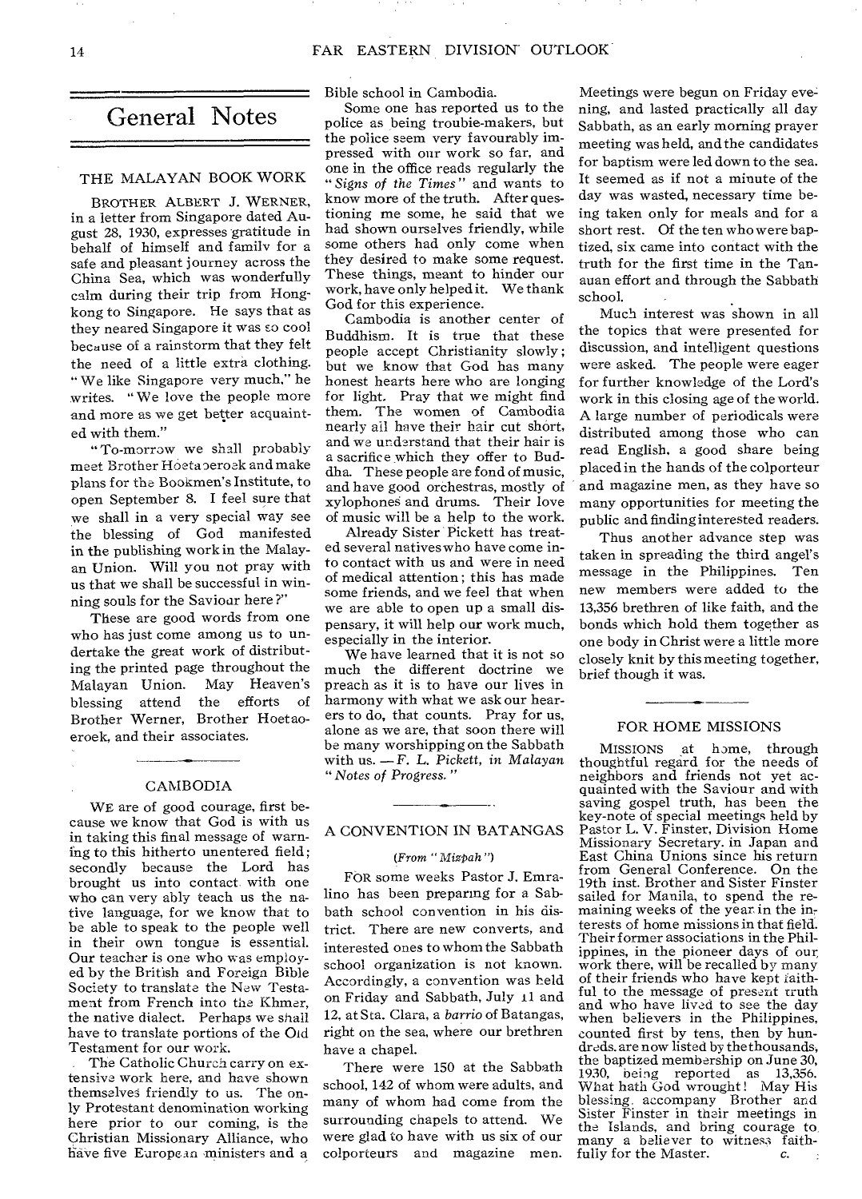# General Notes

## THE MALAYAN BOOK WORK

BROTHER ALBERT J. WERNER, in a letter from Singapore dated August 28, 1930, expresses gratitude in behalf of himself and family for a safe and pleasant journey across the China Sea, which was wonderfully calm during their trip from Hongkong to Singapore. He says that as they neared Singapore it was so cool because of a rainstorm that they felt the need of a little extra clothing. "We like Singapore very much," he writes. "We love the people more and more as we get better acquainted with them."

"To-morrow we shall probably meet Brother Hoetaoeroek and make plans for the Bookmen's Institute, to open September 8. I feel sure that we shall in a very special way see the blessing of God manifested in the publishing work in the Malayan Union. Will you not pray with us that we shall be successful in winning souls for the Saviour here?"

These are good words from one who has just come among us to undertake the great work of distributing the printed page throughout the Malayan Union. May Heaven's blessing attend the efforts of Brother Werner, Brother Hoetaoeroek, and their associates.

## CAMBODIA

WE are of good courage, first because we know that God is with us in taking this final message of warning to this hitherto unentered field; secondly because the Lord has brought us into contact with one who can very ably teach us the native language, for we know that to be able to speak to the people well in their own tongue is essential. Our teacher is one who was employed by the British and Foreign Bible Society to translate the New Testament from French into the Khmer, the native dialect. Perhaps we shall have to translate portions of the Old Testament for our work.

The Catholic Church carry on extensive work here, and have shown themselves friendly to us. The only Protestant denomination working here prior to our coming, is the Christian Missionary Alliance, who have five European ministers and a Bible school in Cambodia.

Some one has reported us to the police as being trouble-makers, but the police seem very favourably impressed with our work so far, and one in the office reads regularly the "*Signs of the Times*" and wants to know more of the truth. After questioning me some, he said that we had shown ourselves friendly, while some others had only come when they desired to make some request. These things, meant to hinder our work, have only helped it. We thank God for this experience.

Cambodia is another center of Buddhism. It is true that these people accept Christianity slowly; but we know that God has many honest hearts here who are longing for light. Pray that we might find them. The women of Cambodia nearly all have their hair cut short, and we understand that their hair is a sacrifice which they offer to Buddha. These people are fond of music, and have good orchestras, mostly of xylophones and drums. Their love of music will be a help to the work.

Already Sister Pickett has treated several natives who have come into contact with us and were in need of medical attention; this has made some friends, and we feel that when we are able to open up a small dispensary, it will help our work much, especially in the interior.

We have learned that it is not so much the different doctrine we preach as it is to have our lives in harmony with what we ask our hearers to do, that counts. Pray for us, alone as we are, that soon there will be many worshipping on the Sabbath with us. —*F. L. Pickett, in Malayan "Notes of Progress."*

## A CONVENTION IN BATANGAS

*(From "Mizpah")*

FOR some weeks Pastor J. Emralino has been preparing for a Sabbath school convention in his district. There are new converts, and interested ones to whom the Sabbath school organization is not known. Accordingly, a convention was held on Friday and Sabbath, July 11 and 12, at Sta. Clara, a *barrio* of Batangas, right on the sea, where our brethren have a chapel.

There were 150 at the Sabbath school, 142 of whom were adults, and many of whom had come from the surrounding chapels to attend. We were glad to have with us six of our colporteurs and magazine men. Meetings were begun on Friday evening, and lasted practically all day Sabbath, as an early morning prayer meeting was held, and the candidates for baptism were led down to the sea. It seemed as if not a minute of the day was wasted, necessary time being taken only for meals and for a short rest. Of the ten who were baptized, six came into contact with the truth for the first time in the Tanauan effort and through the Sabbath school.

Much interest was shown in all the topics that were presented for discussion, and intelligent questions were asked. The people were eager for further knowledge of the Lord's work in this closing age of the world. A large number of periodicals were distributed among those who can read English, a good share being placed in the hands of the colporteur and magazine men, as they have so many opportunities for meeting the public and finding interested readers.

Thus another advance step was taken in spreading the third angel's message in the Philippines. Ten new members were added to the 13,356 brethren of like faith, and the bonds which hold them together as one body in Christ were a little more closely knit by this meeting together, brief though it was.

## FOR HOME MISSIONS

MISSIONS at home, through thoughtful regard for the needs of neighbors and friends not yet acquainted with the Saviour and with saving gospel truth, has been the key-note of special meetings held by Pastor L. V. Finster, Division Home Missionary Secretary, in Japan and East China Unions since his return from General Conference. On the 19th inst. Brother and Sister Finster sailed for Manila, to spend the remaining weeks of the year in the interests of home missions in that field. Their former associations in the Philippines, in the pioneer days of our work there, will be recalled by many of their friends who have kept faithful to the message of present truth and who have lived to see the day when believers in the Philippines, counted first by tens, then by hundreds, are now listed by the thousands, the baptized membership on June 30, 1930, being reported as 13,356. What hath God wrought! May His blessing accompany Brother and Sister Finster in their meetings in the Islands, and bring courage to many a believer to witness faithfully for the Master. *c.*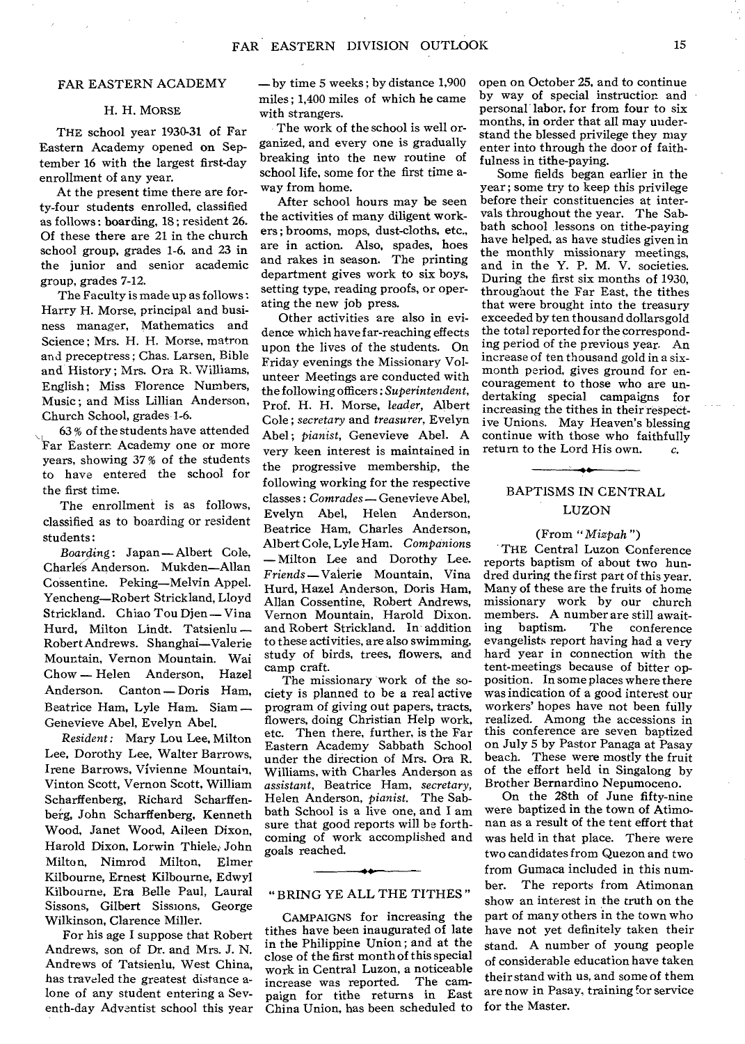## FAR EASTERN ACADEMY

### H. H. MORSE

THE school year 1930-31 of Far Eastern Academy opened on September 16 with the largest first-day enrollment of any year.

At the present time there are forty-four students enrolled, classified as follows: boarding, 18; resident 26. Of these there are 21 in the church school group, grades 1-6, and 23 in the junior and senior academic group, grades 7-12.

The Faculty is made up as follows: Harry H. Morse, principal and business manager, Mathematics and Science; Mrs. H. H. Morse, matron and preceptress; Chas. Larsen, Bible and History; Mrs. Ora R. Williams, English; Miss Florence Numbers, Music; and Miss Lillian Anderson, Church School, grades 1-6.

63% of the students have attended Far Eastern Academy one or more years, showing 37% of the students to have entered the school for the first time.

The enrollment is as follows, classified as to boarding or resident students:

*Boarding*: Japan—Albert Cole, Charles Anderson. Mukden—Allan Cossentine. Peking—Melvin Appel. Yencheng—Robert Strickland, Lloyd Strickland. Chiao Tou Djen—Vina Hurd, Milton Lindt. Tatsienlu—Robert Andrews. Shanghai—Valerie Mountain, Vernon Mountain. Wai Chow—Helen Anderson, Hazel Anderson. Canton—Doris Ham, Beatrice Ham, Lyle Ham. Siam—Genevieve Abel, Evelyn Abel.

*Resident*: Mary Lou Lee, Milton Lee, Dorothy Lee, Walter Barrows, Irene Barrows, Vivienne Mountain, Vinton Scott, Vernon Scott, William Scharffenberg, Richard Scharffenberg, John Scharffenberg, Kenneth Wood, Janet Wood, Aileen Dixon, Harold Dixon, Lorwin Thiele, John Milton, Nimrod Milton, Elmer Kilbourne, Ernest Kilbourne, Edwyl Kilbourne, Era Belle Paul, Laural Sissons, Gilbert Sissons, George Wilkinson, Clarence Miller.

For his age I suppose that Robert Andrews, son of Dr. and Mrs. J. N. Andrews of Tatsienlu, West China, has traveled the greatest distance alone of any student entering a Seventh-day Adventist school this year—by time 5 weeks; by distance 1,900 miles; 1,400 miles of which he came with strangers.

The work of the school is well organized, and every one is gradually breaking into the new routine of school life, some for the first time away from home.

After school hours may be seen the activities of many diligent workers; brooms, mops, dust-cloths, etc., are in action. Also, spades, hoes and rakes in season. The printing department gives work to six boys, setting type, reading proofs, or operating the new job press.

Other activities are also in evidence which have far-reaching effects upon the lives of the students. On Friday evenings the Missionary Volunteer Meetings are conducted with the following officers: *Superintendent*, Prof. H. H. Morse, *leader*, Albert Cole; *secretary* and *treasurer*, Evelyn Abel; *pianist*, Genevieve Abel. A very keen interest is maintained in the progressive membership, the following working for the respective classes: *Comrades*—Genevieve Abel, Evelyn Abel, Helen Anderson, Beatrice Ham, Charles Anderson, Albert Cole, Lyle Ham. *Companions*—Milton Lee and Dorothy Lee. *Friends*—Valerie Mountain, Vina Hurd, Hazel Anderson, Doris Ham, Allan Cossentine, Robert Andrews, Vernon Mountain, Harold Dixon, and Robert Strickland. In addition to these activities, are also swimming, study of birds, trees, flowers, and camp craft.

The missionary work of the society is planned to be a real active program of giving out papers, tracts, flowers, doing Christian Help work, etc. Then there, further, is the Far Eastern Academy Sabbath School under the direction of Mrs. Ora R. Williams, with Charles Anderson as *assistant*, Beatrice Ham, *secretary*, Helen Anderson, *pianist*. The Sabbath School is a live one, and I am sure that good reports will be forthcoming of work accomplished and goals reached.

---

## "BRING YE ALL THE TITHES"

CAMPAIGNS for increasing the tithes have been inaugurated of late in the Philippine Union; and at the close of the first month of this special work in Central Luzon, a noticeable increase was reported. The campaign for tithe returns in East China Union, has been scheduled to open on October 25, and to continue by way of special instruction and personal labor, for from four to six months, in order that all may understand the blessed privilege they may enter into through the door of faithfulness in tithe-paying.

Some fields began earlier in the year; some try to keep this privilege before their constituencies at intervals throughout the year. The Sabbath school lessons on tithe-paying have helped, as have studies given in the monthly missionary meetings, and in the Y. P. M. V. societies. During the first six months of 1930, throughout the Far East, the tithes that were brought into the treasury exceeded by ten thousand dollars gold the total reported for the corresponding period of the previous year. An increase of ten thousand gold in a six-month period, gives ground for encouragement to those who are undertaking special campaigns for increasing the tithes in their respective Unions. May Heaven's blessing continue with those who faithfully return to the Lord His own. *C.*

---

## BAPTISMS IN CENTRAL LUZON

(From "*Mizpah*")

THE Central Luzon Conference reports baptism of about two hundred during the first part of this year. Many of these are the fruits of home missionary work by our church members. A number are still awaiting baptism. The conference evangelists report having had a very hard year in connection with the tent-meetings because of bitter opposition. In some places where there was indication of a good interest our workers' hopes have not been fully realized. Among the accessions in this conference are seven baptized on July 5 by Pastor Panaga at Pasay beach. These were mostly the fruit of the effort held in Singalong by Brother Bernardino Nepumoceno.

On the 28th of June fifty-nine were baptized in the town of Atimonan as a result of the tent effort that was held in that place. There were two candidates from Quezon and two from Gumaca included in this number. The reports from Atimonan show an interest in the truth on the part of many others in the town who have not yet definitely taken their stand. A number of young people of considerable education have taken their stand with us, and some of them are now in Pasay, training for service for the Master.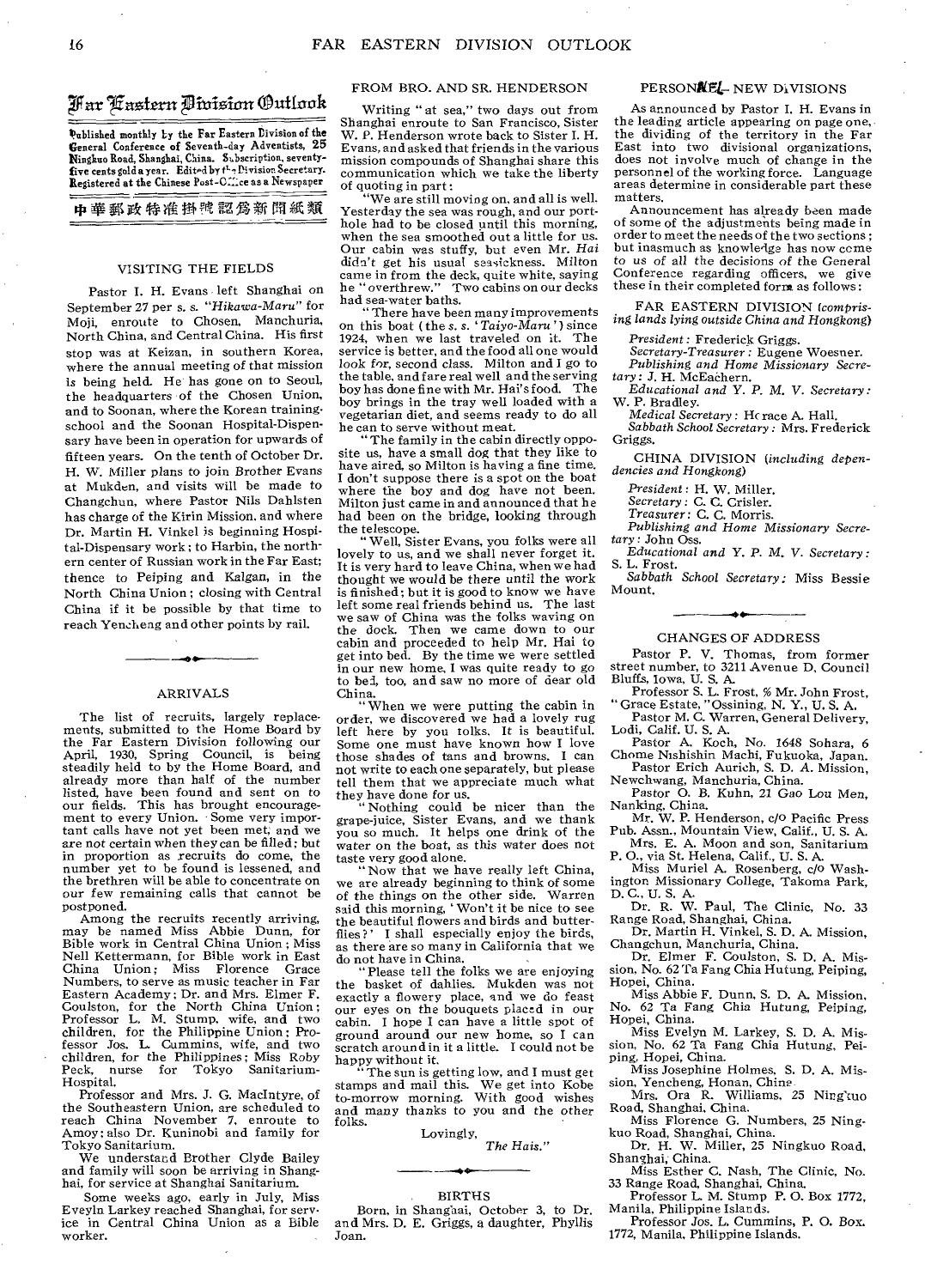# Far Eastern Division Outlook

Published monthly by the Far Eastern Division of the General Conference of Seventh-day Adventists, 25 Ningkuo Road, Shanghai, China. Subscription, seventy-five cents gold a year. Edited by the Division Secretary. Registered at the Chinese Post-Office as a Newspaper

中華郵政特准掛號認為新聞紙類

## VISITING THE FIELDS

Pastor I. H. Evans left Shanghai on September 27 per s. s. "*Hikawa-Maru*" for Moji, enroute to Chosen, Manchuria, North China, and Central China. His first stop was at Keizan, in southern Korea, where the annual meeting of that mission is being held. He has gone on to Seoul, the headquarters of the Chosen Union, and to Soonan, where the Korean training-school and the Soonan Hospital-Dispensary have been in operation for upwards of fifteen years. On the tenth of October Dr. H. W. Miller plans to join Brother Evans at Mukden, and visits will be made to Changchun, where Pastor Nils Dahlsten has charge of the Kirin Mission, and where Dr. Martin H. Vinkel is beginning Hospital-Dispensary work; to Harbin, the northern center of Russian work in the Far East; thence to Peiping and Kalgan, in the North China Union; closing with Central China if it be possible by that time to reach Yencheng and other points by rail.

## ARRIVALS

The list of recruits, largely replacements, submitted to the Home Board by the Far Eastern Division following our April, 1930, Spring Council, is being steadily held to by the Home Board, and already more than half of the number listed, have been found and sent on to our fields. This has brought encouragement to every Union. Some very important calls have not yet been met, and we are not certain when they can be filled; but in proportion as recruits do come, the number yet to be found is lessened, and the brethren will be able to concentrate on our few remaining calls that cannot be postponed.

Among the recruits recently arriving, may be named Miss Abbie Dunn, for Bible work in Central China Union; Miss Nell Kettermann, for Bible work in East China Union; Miss Florence Grace Numbers, to serve as music teacher in Far Eastern Academy; Dr. and Mrs. Elmer F. Coulston, for the North China Union; Professor L. M. Stump, wife, and two children, for the Philippine Union; Professor Jos. L. Cummins, wife, and two children, for the Philippines; Miss Roby Peck, nurse for Tokyo Sanitarium-Hospital.

Professor and Mrs. J. G. MacIntyre, of the Southeastern Union, are scheduled to reach China November 7, enroute to Amoy; also Dr. Kuninobi and family for Tokyo Sanitarium.

We understand Brother Clyde Bailey and family will soon be arriving in Shanghai, for service at Shanghai Sanitarium.

Some weeks ago, early in July, Miss Evelyn Larkey reached Shanghai, for service in Central China Union as a Bible worker.

## FROM BRO. AND SR. HENDERSON

Writing "at sea," two days out from Shanghai enroute to San Francisco, Sister W. P. Henderson wrote back to Sister I. H. Evans, and asked that friends in the various mission compounds of Shanghai share this communication which we take the liberty of quoting in part:

"We are still moving on, and all is well. Yesterday the sea was rough, and our porthole had to be closed until this morning, when the sea smoothed out a little for us. Our cabin was stuffy, but even Mr. *Hai* didn't get his usual seasickness. Milton came in from the deck, quite white, saying he "overthrew." Two cabins on our decks had sea-water baths.

"There have been many improvements on this boat (the *s. s. 'Taiyo-Maru'*) since 1924, when we last traveled on it. The service is better, and the food all one would look for, second class. Milton and I go to the table, and fare real well and the serving boy has done fine with Mr. Hai's food. The boy brings in the tray well loaded with a vegetarian diet, and seems ready to do all he can to serve without meat.

"The family in the cabin directly opposite us, have a small dog that they like to have aired, so Milton is having a fine time. I don't suppose there is a spot on the boat where the boy and dog have not been. Milton just came in and announced that he had been on the bridge, looking through the telescope.

"Well, Sister Evans, you folks were all lovely to us, and we shall never forget it. It is very hard to leave China, when we had thought we would be there until the work is finished; but it is good to know we have left some real friends behind us. The last we saw of China was the folks waving on the dock. Then we came down to our cabin and proceeded to help Mr. Hai to get into bed. By the time we were settled in our new home, I was quite ready to go to bed, too, and saw no more of dear old China.

"When we were putting the cabin in order, we discovered we had a lovely rug left here by you folks. It is beautiful. Some one must have known how I love those shades of tans and browns. I can not write to each one separately, but please tell them that we appreciate much what they have done for us.

"Nothing could be nicer than the grape-juice, Sister Evans, and we thank you so much. It helps one drink of the water on the boat, as this water does not taste very good alone.

"Now that we have really left China, we are already beginning to think of some of the things on the other side. Warren said this morning, 'Won't it be nice to see the beautiful flowers and birds and butterflies?' I shall especially enjoy the birds, as there are so many in California that we do not have in China.

"Please tell the folks we are enjoying the basket of dahlies. Mukden was not exactly a flowery place, and we do feast our eyes on the bouquets placed in our cabin. I hope I can have a little spot of ground around our new home, so I can scratch around in it a little. I could not be happy without it.

"The sun is getting low, and I must get stamps and mail this. We get into Kobe to-morrow morning. With good wishes and many thanks to you and the other folks.

Lovingly,

*The Hais.*"

## BIRTHS

Born, in Shanghai, October 3, to Dr. and Mrs. D. E. Griggs, a daughter, Phyllis Joan.

## PERSONNEL—NEW DIVISIONS

As announced by Pastor I. H. Evans in the leading article appearing on page one, the dividing of the territory in the Far East into two divisional organizations, does not involve much of change in the personnel of the working force. Language areas determine in considerable part these matters.

Announcement has already been made of some of the adjustments being made in order to meet the needs of the two sections; but inasmuch as knowledge has now come to us of all the decisions of the General Conference regarding officers, we give these in their completed form as follows:

FAR EASTERN DIVISION *(comprising lands lying outside China and Hongkong)*

*President:* Frederick Griggs.
*Secretary-Treasurer:* Eugene Woesner.
*Publishing and Home Missionary Secretary:* J. H. McEachern.
*Educational and Y. P. M. V. Secretary:* W. P. Bradley.
*Medical Secretary:* Horace A. Hall.
*Sabbath School Secretary:* Mrs. Frederick Griggs.

CHINA DIVISION *(including dependencies and Hongkong)*

*President:* H. W. Miller.
*Secretary:* C. C. Crisler.
*Treasurer:* C. C. Morris.
*Publishing and Home Missionary Secretary:* John Oss.
*Educational and Y. P. M. V. Secretary:* S. L. Frost.
*Sabbath School Secretary:* Miss Bessie Mount.

## CHANGES OF ADDRESS

Pastor P. V. Thomas, from former street number, to 3211 Avenue D, Council Bluffs, Iowa, U. S. A.

Professor S. L. Frost, % Mr. John Frost, "Grace Estate," Ossining, N. Y., U. S. A.

Pastor M. C. Warren, General Delivery, Lodi, Calif. U. S. A.

Pastor A. Koch, No. 1648 Sohara, 6 Chome Nishishin Machi, Fukuoka, Japan.

Pastor Erich Aurich, S. D. A. Mission, Newchwang, Manchuria, China.

Pastor O. B. Kuhn, 21 Gao Lou Men, Nanking, China.

Mr. W. P. Henderson, c/o Pacific Press Pub. Assn., Mountain View, Calif., U. S. A.

Mrs. E. A. Moon and son, Sanitarium P. O., via St. Helena, Calif., U. S. A.

Miss Muriel A. Rosenberg, c/o Washington Missionary College, Takoma Park, D. C., U. S. A.

Dr. R. W. Paul, The Clinic, No. 33 Range Road, Shanghai, China.

Dr. Martin H. Vinkel, S. D. A. Mission, Changchun, Manchuria, China.

Dr. Elmer F. Coulston, S. D. A. Mission, No. 62 Ta Fang Chia Hutung, Peiping, Hopei, China.

Miss Abbie F. Dunn, S. D. A. Mission, No. 62 Ta Fang Chia Hutung, Peiping, Hopei, China.

Miss Evelyn M. Larkey, S. D. A. Mission, No. 62 Ta Fang Chia Hutung, Peiping, Hopei, China.

Miss Josephine Holmes, S. D. A. Mission, Yencheng, Honan, China.

Mrs. Ora R. Williams, 25 Ningkuo Road, Shanghai, China.

Miss Florence G. Numbers, 25 Ningkuo Road, Shanghai, China.

Dr. H. W. Miller, 25 Ningkuo Road, Shanghai, China.

Miss Esther C. Nash, The Clinic, No. 33 Range Road, Shanghai, China.

Professor L. M. Stump P. O. Box 1772, Manila, Philippine Islands.

Professor Jos. L. Cummins, P. O. Box. 1772, Manila, Philippine Islands.